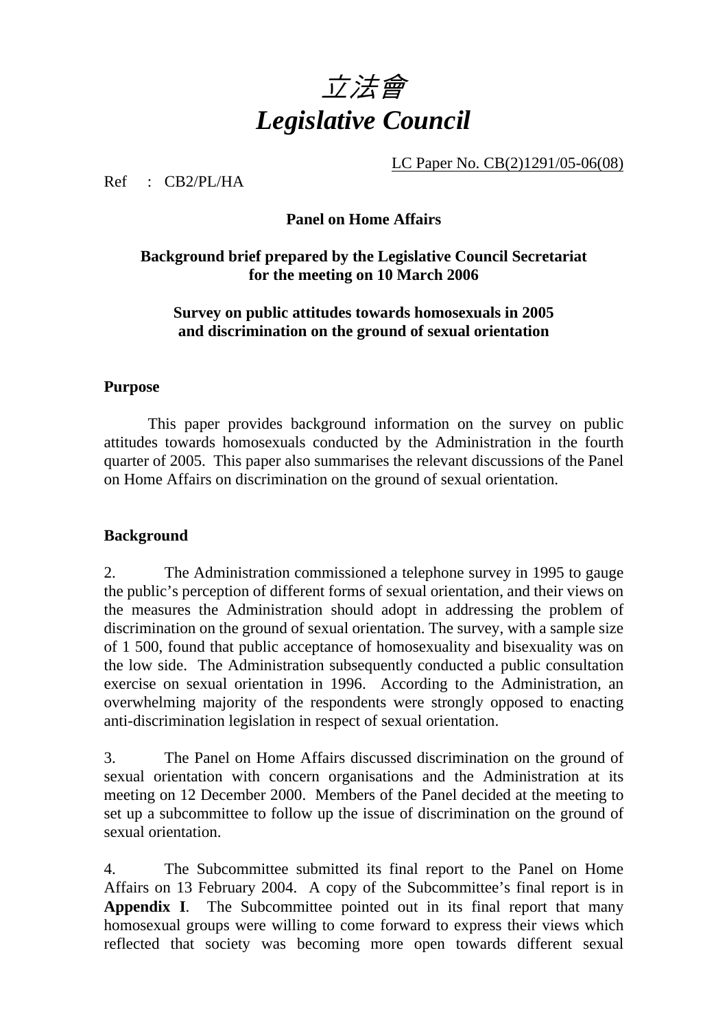# *立法會*
# *Legislative Council*

LC Paper No. CB(2)1291/05-06(08)

Ref : CB2/PL/HA

**Panel on Home Affairs**

**Background brief prepared by the Legislative Council Secretariat for the meeting on 10 March 2006**

**Survey on public attitudes towards homosexuals in 2005 and discrimination on the ground of sexual orientation**

## Purpose

This paper provides background information on the survey on public attitudes towards homosexuals conducted by the Administration in the fourth quarter of 2005. This paper also summarises the relevant discussions of the Panel on Home Affairs on discrimination on the ground of sexual orientation.

## Background

2. The Administration commissioned a telephone survey in 1995 to gauge the public's perception of different forms of sexual orientation, and their views on the measures the Administration should adopt in addressing the problem of discrimination on the ground of sexual orientation. The survey, with a sample size of 1 500, found that public acceptance of homosexuality and bisexuality was on the low side. The Administration subsequently conducted a public consultation exercise on sexual orientation in 1996. According to the Administration, an overwhelming majority of the respondents were strongly opposed to enacting anti-discrimination legislation in respect of sexual orientation.

3. The Panel on Home Affairs discussed discrimination on the ground of sexual orientation with concern organisations and the Administration at its meeting on 12 December 2000. Members of the Panel decided at the meeting to set up a subcommittee to follow up the issue of discrimination on the ground of sexual orientation.

4. The Subcommittee submitted its final report to the Panel on Home Affairs on 13 February 2004. A copy of the Subcommittee's final report is in **Appendix I**. The Subcommittee pointed out in its final report that many homosexual groups were willing to come forward to express their views which reflected that society was becoming more open towards different sexual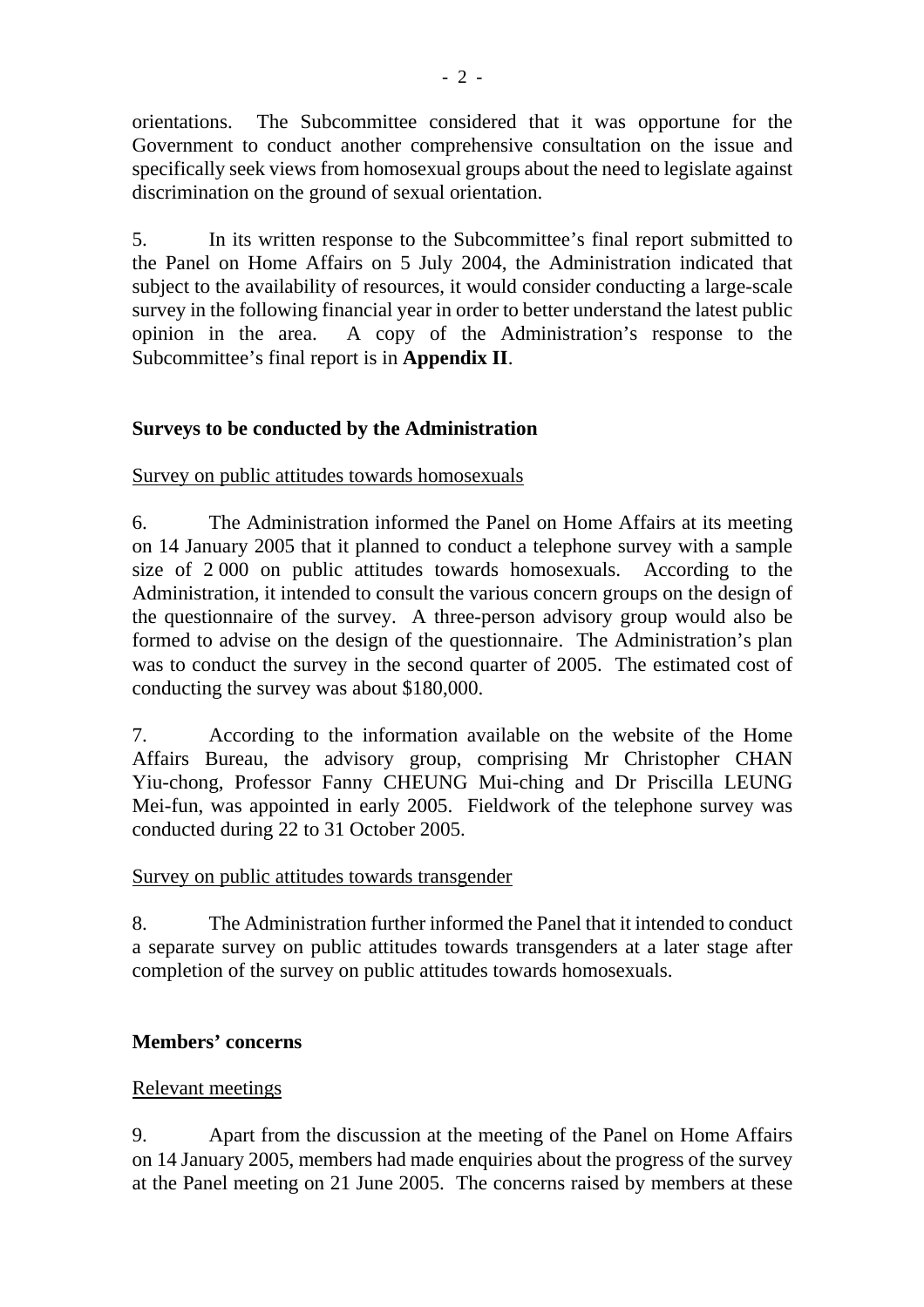orientations. The Subcommittee considered that it was opportune for the Government to conduct another comprehensive consultation on the issue and specifically seek views from homosexual groups about the need to legislate against discrimination on the ground of sexual orientation.

5. In its written response to the Subcommittee's final report submitted to the Panel on Home Affairs on 5 July 2004, the Administration indicated that subject to the availability of resources, it would consider conducting a large-scale survey in the following financial year in order to better understand the latest public opinion in the area. A copy of the Administration's response to the Subcommittee's final report is in **Appendix II**.

## Surveys to be conducted by the Administration

### Survey on public attitudes towards homosexuals

6. The Administration informed the Panel on Home Affairs at its meeting on 14 January 2005 that it planned to conduct a telephone survey with a sample size of 2 000 on public attitudes towards homosexuals. According to the Administration, it intended to consult the various concern groups on the design of the questionnaire of the survey. A three-person advisory group would also be formed to advise on the design of the questionnaire. The Administration's plan was to conduct the survey in the second quarter of 2005. The estimated cost of conducting the survey was about $180,000.

7. According to the information available on the website of the Home Affairs Bureau, the advisory group, comprising Mr Christopher CHAN Yiu-chong, Professor Fanny CHEUNG Mui-ching and Dr Priscilla LEUNG Mei-fun, was appointed in early 2005. Fieldwork of the telephone survey was conducted during 22 to 31 October 2005.

### Survey on public attitudes towards transgender

8. The Administration further informed the Panel that it intended to conduct a separate survey on public attitudes towards transgenders at a later stage after completion of the survey on public attitudes towards homosexuals.

## Members' concerns

### Relevant meetings

9. Apart from the discussion at the meeting of the Panel on Home Affairs on 14 January 2005, members had made enquiries about the progress of the survey at the Panel meeting on 21 June 2005. The concerns raised by members at these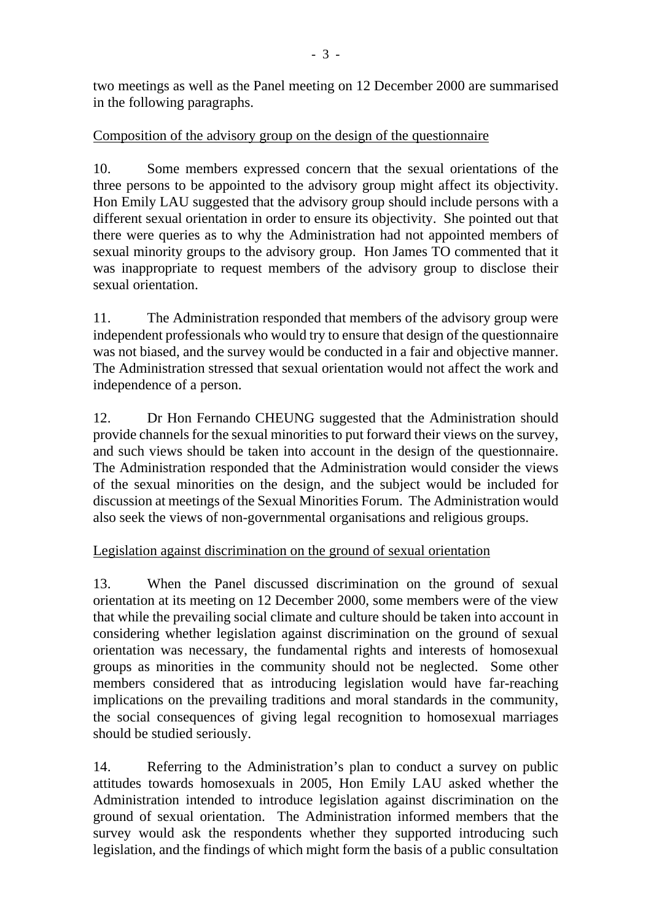two meetings as well as the Panel meeting on 12 December 2000 are summarised in the following paragraphs.

<u>Composition of the advisory group on the design of the questionnaire</u>

10. Some members expressed concern that the sexual orientations of the three persons to be appointed to the advisory group might affect its objectivity. Hon Emily LAU suggested that the advisory group should include persons with a different sexual orientation in order to ensure its objectivity. She pointed out that there were queries as to why the Administration had not appointed members of sexual minority groups to the advisory group. Hon James TO commented that it was inappropriate to request members of the advisory group to disclose their sexual orientation.

11. The Administration responded that members of the advisory group were independent professionals who would try to ensure that design of the questionnaire was not biased, and the survey would be conducted in a fair and objective manner. The Administration stressed that sexual orientation would not affect the work and independence of a person.

12. Dr Hon Fernando CHEUNG suggested that the Administration should provide channels for the sexual minorities to put forward their views on the survey, and such views should be taken into account in the design of the questionnaire. The Administration responded that the Administration would consider the views of the sexual minorities on the design, and the subject would be included for discussion at meetings of the Sexual Minorities Forum. The Administration would also seek the views of non-governmental organisations and religious groups.

<u>Legislation against discrimination on the ground of sexual orientation</u>

13. When the Panel discussed discrimination on the ground of sexual orientation at its meeting on 12 December 2000, some members were of the view that while the prevailing social climate and culture should be taken into account in considering whether legislation against discrimination on the ground of sexual orientation was necessary, the fundamental rights and interests of homosexual groups as minorities in the community should not be neglected. Some other members considered that as introducing legislation would have far-reaching implications on the prevailing traditions and moral standards in the community, the social consequences of giving legal recognition to homosexual marriages should be studied seriously.

14. Referring to the Administration's plan to conduct a survey on public attitudes towards homosexuals in 2005, Hon Emily LAU asked whether the Administration intended to introduce legislation against discrimination on the ground of sexual orientation. The Administration informed members that the survey would ask the respondents whether they supported introducing such legislation, and the findings of which might form the basis of a public consultation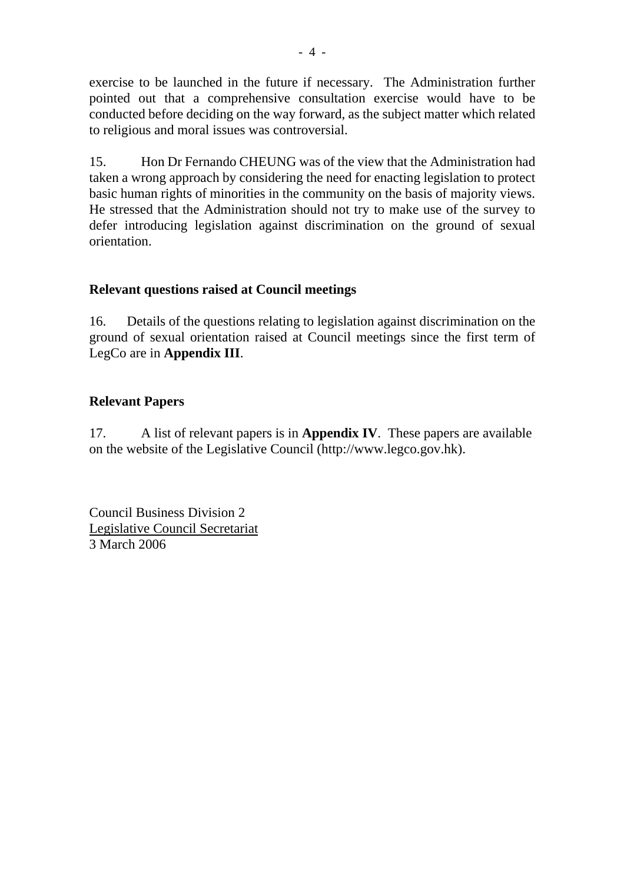exercise to be launched in the future if necessary. The Administration further pointed out that a comprehensive consultation exercise would have to be conducted before deciding on the way forward, as the subject matter which related to religious and moral issues was controversial.

15. Hon Dr Fernando CHEUNG was of the view that the Administration had taken a wrong approach by considering the need for enacting legislation to protect basic human rights of minorities in the community on the basis of majority views. He stressed that the Administration should not try to make use of the survey to defer introducing legislation against discrimination on the ground of sexual orientation.

## Relevant questions raised at Council meetings

16. Details of the questions relating to legislation against discrimination on the ground of sexual orientation raised at Council meetings since the first term of LegCo are in **Appendix III**.

## Relevant Papers

17. A list of relevant papers is in **Appendix IV**. These papers are available on the website of the Legislative Council (http://www.legco.gov.hk).

Council Business Division 2
Legislative Council Secretariat
3 March 2006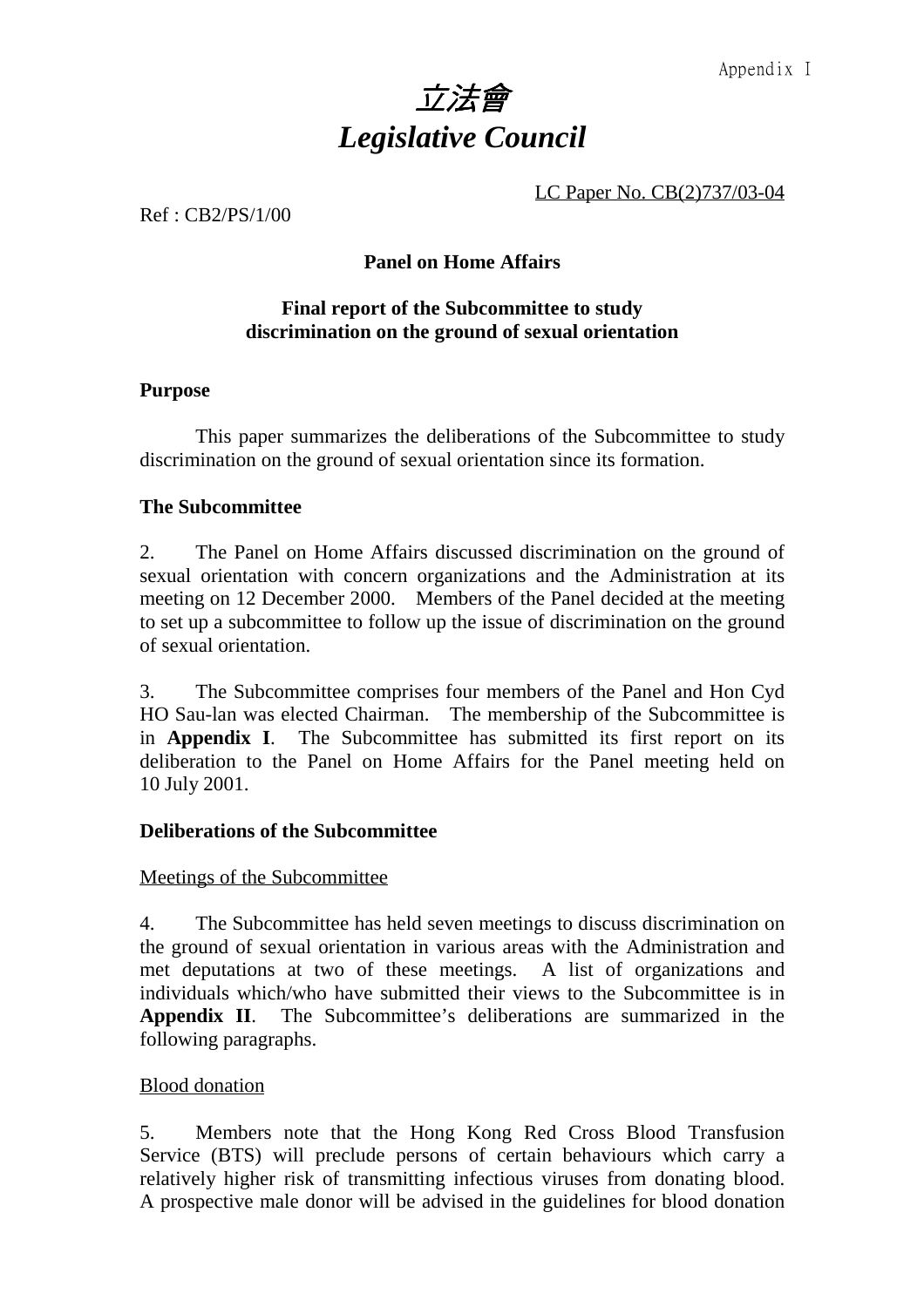Appendix I

# 立法會
# *Legislative Council*

LC Paper No. CB(2)737/03-04

Ref : CB2/PS/1/00

**Panel on Home Affairs**

**Final report of the Subcommittee to study discrimination on the ground of sexual orientation**

**Purpose**

This paper summarizes the deliberations of the Subcommittee to study discrimination on the ground of sexual orientation since its formation.

**The Subcommittee**

2. The Panel on Home Affairs discussed discrimination on the ground of sexual orientation with concern organizations and the Administration at its meeting on 12 December 2000. Members of the Panel decided at the meeting to set up a subcommittee to follow up the issue of discrimination on the ground of sexual orientation.

3. The Subcommittee comprises four members of the Panel and Hon Cyd HO Sau-lan was elected Chairman. The membership of the Subcommittee is in **Appendix I**. The Subcommittee has submitted its first report on its deliberation to the Panel on Home Affairs for the Panel meeting held on 10 July 2001.

**Deliberations of the Subcommittee**

Meetings of the Subcommittee

4. The Subcommittee has held seven meetings to discuss discrimination on the ground of sexual orientation in various areas with the Administration and met deputations at two of these meetings. A list of organizations and individuals which/who have submitted their views to the Subcommittee is in **Appendix II**. The Subcommittee's deliberations are summarized in the following paragraphs.

Blood donation

5. Members note that the Hong Kong Red Cross Blood Transfusion Service (BTS) will preclude persons of certain behaviours which carry a relatively higher risk of transmitting infectious viruses from donating blood. A prospective male donor will be advised in the guidelines for blood donation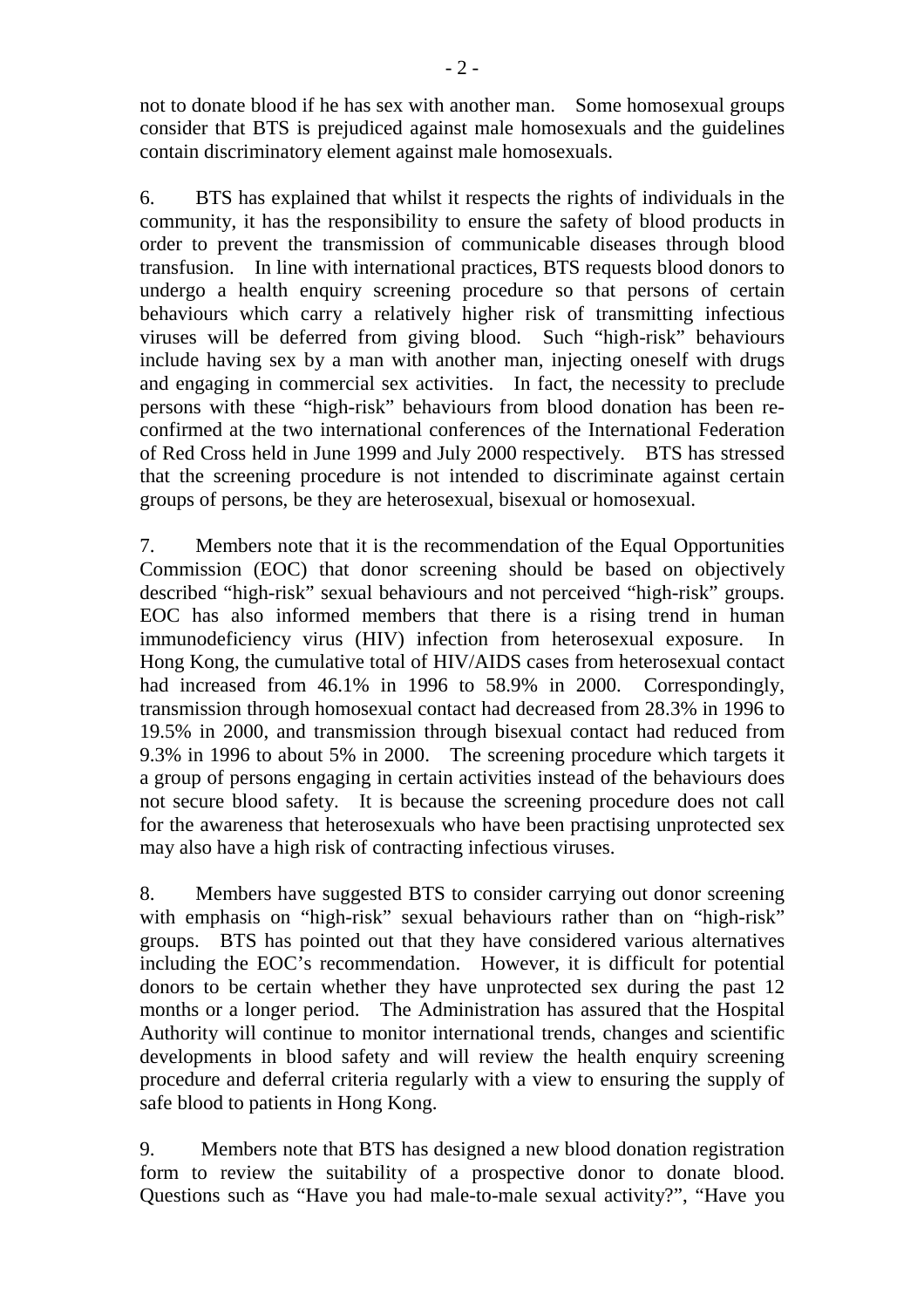not to donate blood if he has sex with another man. Some homosexual groups consider that BTS is prejudiced against male homosexuals and the guidelines contain discriminatory element against male homosexuals.

6. BTS has explained that whilst it respects the rights of individuals in the community, it has the responsibility to ensure the safety of blood products in order to prevent the transmission of communicable diseases through blood transfusion. In line with international practices, BTS requests blood donors to undergo a health enquiry screening procedure so that persons of certain behaviours which carry a relatively higher risk of transmitting infectious viruses will be deferred from giving blood. Such "high-risk" behaviours include having sex by a man with another man, injecting oneself with drugs and engaging in commercial sex activities. In fact, the necessity to preclude persons with these "high-risk" behaviours from blood donation has been re-confirmed at the two international conferences of the International Federation of Red Cross held in June 1999 and July 2000 respectively. BTS has stressed that the screening procedure is not intended to discriminate against certain groups of persons, be they are heterosexual, bisexual or homosexual.

7. Members note that it is the recommendation of the Equal Opportunities Commission (EOC) that donor screening should be based on objectively described "high-risk" sexual behaviours and not perceived "high-risk" groups. EOC has also informed members that there is a rising trend in human immunodeficiency virus (HIV) infection from heterosexual exposure. In Hong Kong, the cumulative total of HIV/AIDS cases from heterosexual contact had increased from 46.1% in 1996 to 58.9% in 2000. Correspondingly, transmission through homosexual contact had decreased from 28.3% in 1996 to 19.5% in 2000, and transmission through bisexual contact had reduced from 9.3% in 1996 to about 5% in 2000. The screening procedure which targets it a group of persons engaging in certain activities instead of the behaviours does not secure blood safety. It is because the screening procedure does not call for the awareness that heterosexuals who have been practising unprotected sex may also have a high risk of contracting infectious viruses.

8. Members have suggested BTS to consider carrying out donor screening with emphasis on "high-risk" sexual behaviours rather than on "high-risk" groups. BTS has pointed out that they have considered various alternatives including the EOC's recommendation. However, it is difficult for potential donors to be certain whether they have unprotected sex during the past 12 months or a longer period. The Administration has assured that the Hospital Authority will continue to monitor international trends, changes and scientific developments in blood safety and will review the health enquiry screening procedure and deferral criteria regularly with a view to ensuring the supply of safe blood to patients in Hong Kong.

9. Members note that BTS has designed a new blood donation registration form to review the suitability of a prospective donor to donate blood. Questions such as "Have you had male-to-male sexual activity?", "Have you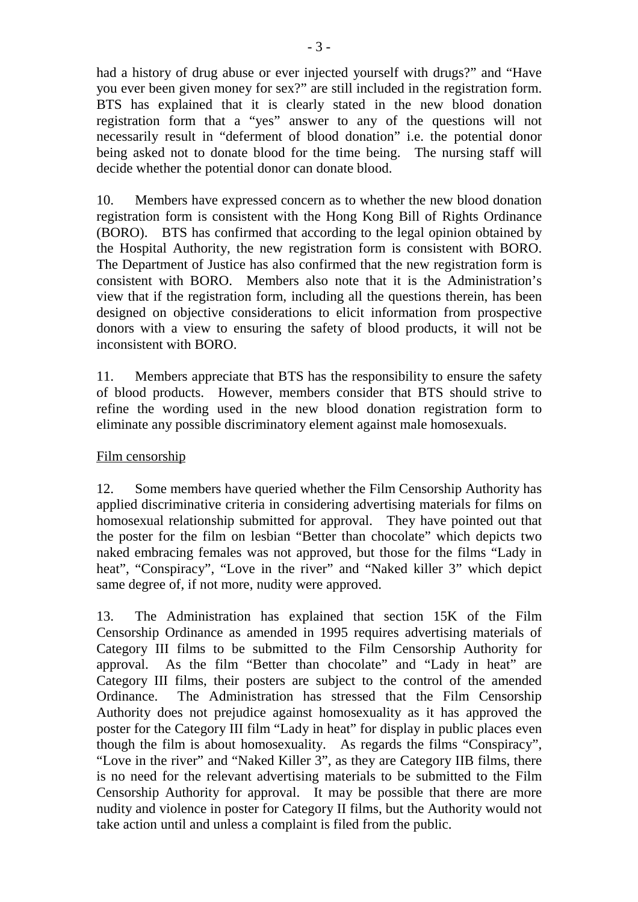had a history of drug abuse or ever injected yourself with drugs?" and "Have you ever been given money for sex?" are still included in the registration form. BTS has explained that it is clearly stated in the new blood donation registration form that a "yes" answer to any of the questions will not necessarily result in "deferment of blood donation" i.e. the potential donor being asked not to donate blood for the time being. The nursing staff will decide whether the potential donor can donate blood.

10. Members have expressed concern as to whether the new blood donation registration form is consistent with the Hong Kong Bill of Rights Ordinance (BORO). BTS has confirmed that according to the legal opinion obtained by the Hospital Authority, the new registration form is consistent with BORO. The Department of Justice has also confirmed that the new registration form is consistent with BORO. Members also note that it is the Administration's view that if the registration form, including all the questions therein, has been designed on objective considerations to elicit information from prospective donors with a view to ensuring the safety of blood products, it will not be inconsistent with BORO.

11. Members appreciate that BTS has the responsibility to ensure the safety of blood products. However, members consider that BTS should strive to refine the wording used in the new blood donation registration form to eliminate any possible discriminatory element against male homosexuals.

Film censorship

12. Some members have queried whether the Film Censorship Authority has applied discriminative criteria in considering advertising materials for films on homosexual relationship submitted for approval. They have pointed out that the poster for the film on lesbian "Better than chocolate" which depicts two naked embracing females was not approved, but those for the films "Lady in heat", "Conspiracy", "Love in the river" and "Naked killer 3" which depict same degree of, if not more, nudity were approved.

13. The Administration has explained that section 15K of the Film Censorship Ordinance as amended in 1995 requires advertising materials of Category III films to be submitted to the Film Censorship Authority for approval. As the film "Better than chocolate" and "Lady in heat" are Category III films, their posters are subject to the control of the amended Ordinance. The Administration has stressed that the Film Censorship Authority does not prejudice against homosexuality as it has approved the poster for the Category III film "Lady in heat" for display in public places even though the film is about homosexuality. As regards the films "Conspiracy", "Love in the river" and "Naked Killer 3", as they are Category IIB films, there is no need for the relevant advertising materials to be submitted to the Film Censorship Authority for approval. It may be possible that there are more nudity and violence in poster for Category II films, but the Authority would not take action until and unless a complaint is filed from the public.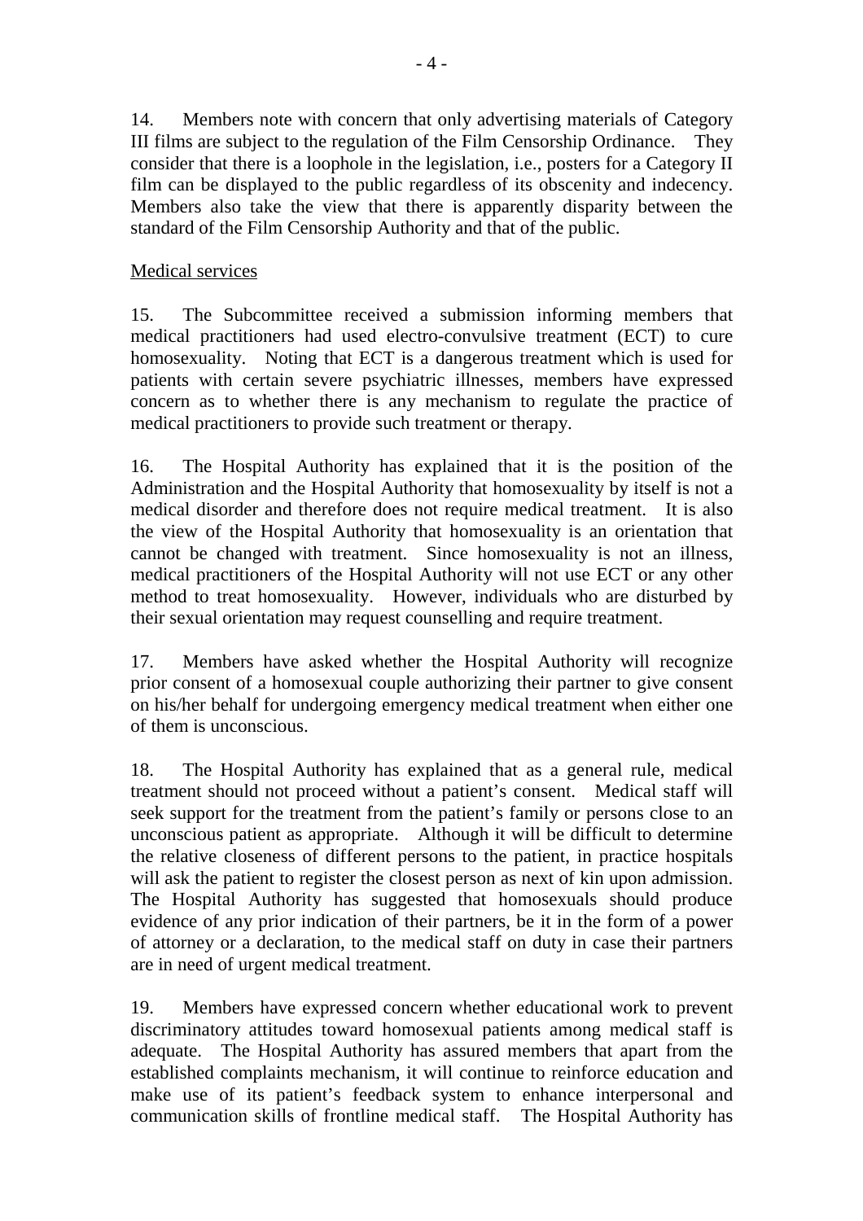14. Members note with concern that only advertising materials of Category III films are subject to the regulation of the Film Censorship Ordinance. They consider that there is a loophole in the legislation, i.e., posters for a Category II film can be displayed to the public regardless of its obscenity and indecency. Members also take the view that there is apparently disparity between the standard of the Film Censorship Authority and that of the public.

Medical services

15. The Subcommittee received a submission informing members that medical practitioners had used electro-convulsive treatment (ECT) to cure homosexuality. Noting that ECT is a dangerous treatment which is used for patients with certain severe psychiatric illnesses, members have expressed concern as to whether there is any mechanism to regulate the practice of medical practitioners to provide such treatment or therapy.

16. The Hospital Authority has explained that it is the position of the Administration and the Hospital Authority that homosexuality by itself is not a medical disorder and therefore does not require medical treatment. It is also the view of the Hospital Authority that homosexuality is an orientation that cannot be changed with treatment. Since homosexuality is not an illness, medical practitioners of the Hospital Authority will not use ECT or any other method to treat homosexuality. However, individuals who are disturbed by their sexual orientation may request counselling and require treatment.

17. Members have asked whether the Hospital Authority will recognize prior consent of a homosexual couple authorizing their partner to give consent on his/her behalf for undergoing emergency medical treatment when either one of them is unconscious.

18. The Hospital Authority has explained that as a general rule, medical treatment should not proceed without a patient's consent. Medical staff will seek support for the treatment from the patient's family or persons close to an unconscious patient as appropriate. Although it will be difficult to determine the relative closeness of different persons to the patient, in practice hospitals will ask the patient to register the closest person as next of kin upon admission. The Hospital Authority has suggested that homosexuals should produce evidence of any prior indication of their partners, be it in the form of a power of attorney or a declaration, to the medical staff on duty in case their partners are in need of urgent medical treatment.

19. Members have expressed concern whether educational work to prevent discriminatory attitudes toward homosexual patients among medical staff is adequate. The Hospital Authority has assured members that apart from the established complaints mechanism, it will continue to reinforce education and make use of its patient's feedback system to enhance interpersonal and communication skills of frontline medical staff. The Hospital Authority has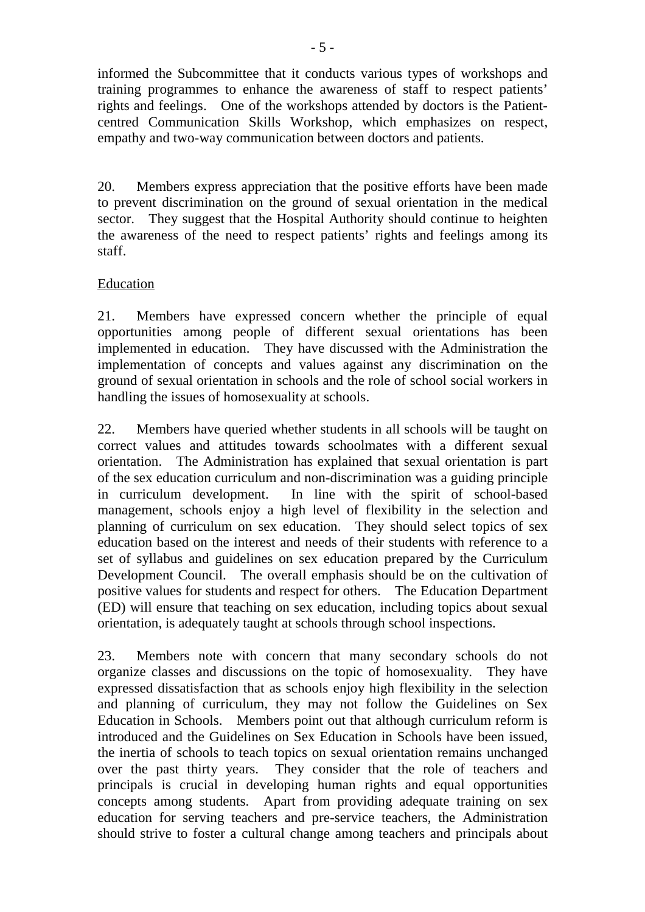informed the Subcommittee that it conducts various types of workshops and training programmes to enhance the awareness of staff to respect patients' rights and feelings. One of the workshops attended by doctors is the Patient-centred Communication Skills Workshop, which emphasizes on respect, empathy and two-way communication between doctors and patients.

20. Members express appreciation that the positive efforts have been made to prevent discrimination on the ground of sexual orientation in the medical sector. They suggest that the Hospital Authority should continue to heighten the awareness of the need to respect patients' rights and feelings among its staff.

Education

21. Members have expressed concern whether the principle of equal opportunities among people of different sexual orientations has been implemented in education. They have discussed with the Administration the implementation of concepts and values against any discrimination on the ground of sexual orientation in schools and the role of school social workers in handling the issues of homosexuality at schools.

22. Members have queried whether students in all schools will be taught on correct values and attitudes towards schoolmates with a different sexual orientation. The Administration has explained that sexual orientation is part of the sex education curriculum and non-discrimination was a guiding principle in curriculum development. In line with the spirit of school-based management, schools enjoy a high level of flexibility in the selection and planning of curriculum on sex education. They should select topics of sex education based on the interest and needs of their students with reference to a set of syllabus and guidelines on sex education prepared by the Curriculum Development Council. The overall emphasis should be on the cultivation of positive values for students and respect for others. The Education Department (ED) will ensure that teaching on sex education, including topics about sexual orientation, is adequately taught at schools through school inspections.

23. Members note with concern that many secondary schools do not organize classes and discussions on the topic of homosexuality. They have expressed dissatisfaction that as schools enjoy high flexibility in the selection and planning of curriculum, they may not follow the Guidelines on Sex Education in Schools. Members point out that although curriculum reform is introduced and the Guidelines on Sex Education in Schools have been issued, the inertia of schools to teach topics on sexual orientation remains unchanged over the past thirty years. They consider that the role of teachers and principals is crucial in developing human rights and equal opportunities concepts among students. Apart from providing adequate training on sex education for serving teachers and pre-service teachers, the Administration should strive to foster a cultural change among teachers and principals about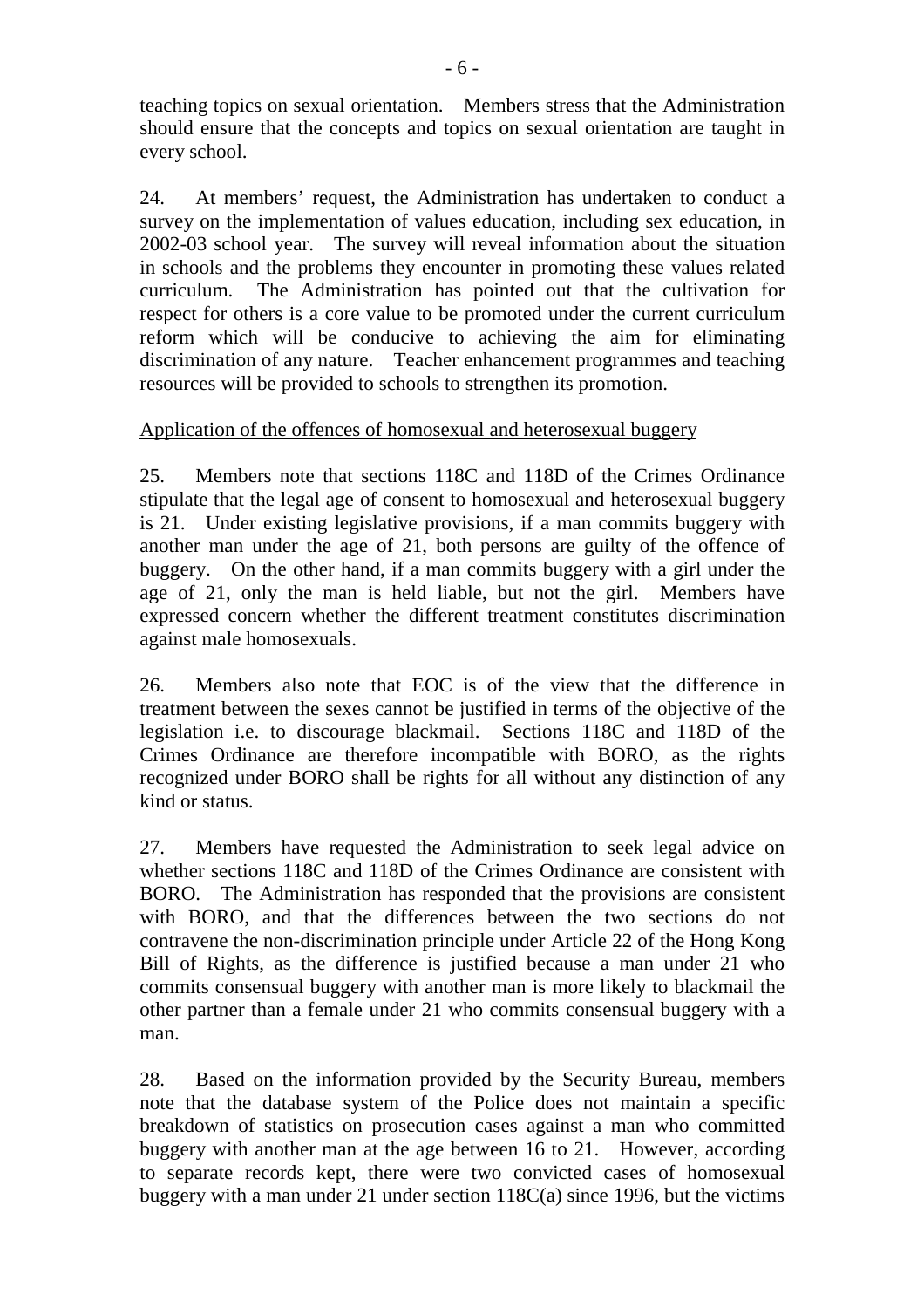teaching topics on sexual orientation. Members stress that the Administration should ensure that the concepts and topics on sexual orientation are taught in every school.

24. At members' request, the Administration has undertaken to conduct a survey on the implementation of values education, including sex education, in 2002-03 school year. The survey will reveal information about the situation in schools and the problems they encounter in promoting these values related curriculum. The Administration has pointed out that the cultivation for respect for others is a core value to be promoted under the current curriculum reform which will be conducive to achieving the aim for eliminating discrimination of any nature. Teacher enhancement programmes and teaching resources will be provided to schools to strengthen its promotion.

Application of the offences of homosexual and heterosexual buggery

25. Members note that sections 118C and 118D of the Crimes Ordinance stipulate that the legal age of consent to homosexual and heterosexual buggery is 21. Under existing legislative provisions, if a man commits buggery with another man under the age of 21, both persons are guilty of the offence of buggery. On the other hand, if a man commits buggery with a girl under the age of 21, only the man is held liable, but not the girl. Members have expressed concern whether the different treatment constitutes discrimination against male homosexuals.

26. Members also note that EOC is of the view that the difference in treatment between the sexes cannot be justified in terms of the objective of the legislation i.e. to discourage blackmail. Sections 118C and 118D of the Crimes Ordinance are therefore incompatible with BORO, as the rights recognized under BORO shall be rights for all without any distinction of any kind or status.

27. Members have requested the Administration to seek legal advice on whether sections 118C and 118D of the Crimes Ordinance are consistent with BORO. The Administration has responded that the provisions are consistent with BORO, and that the differences between the two sections do not contravene the non-discrimination principle under Article 22 of the Hong Kong Bill of Rights, as the difference is justified because a man under 21 who commits consensual buggery with another man is more likely to blackmail the other partner than a female under 21 who commits consensual buggery with a man.

28. Based on the information provided by the Security Bureau, members note that the database system of the Police does not maintain a specific breakdown of statistics on prosecution cases against a man who committed buggery with another man at the age between 16 to 21. However, according to separate records kept, there were two convicted cases of homosexual buggery with a man under 21 under section 118C(a) since 1996, but the victims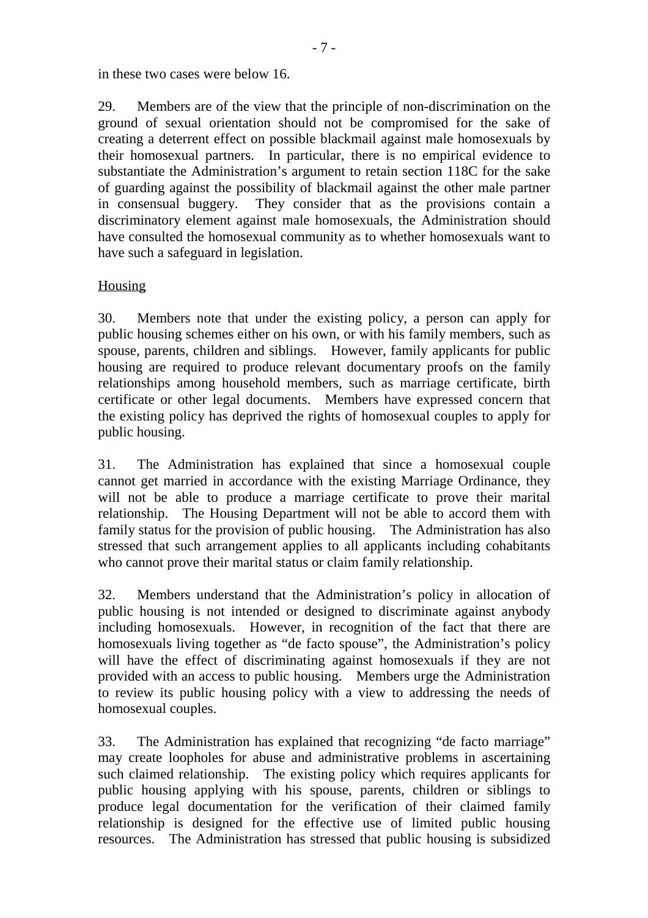in these two cases were below 16.

29. Members are of the view that the principle of non-discrimination on the ground of sexual orientation should not be compromised for the sake of creating a deterrent effect on possible blackmail against male homosexuals by their homosexual partners. In particular, there is no empirical evidence to substantiate the Administration's argument to retain section 118C for the sake of guarding against the possibility of blackmail against the other male partner in consensual buggery. They consider that as the provisions contain a discriminatory element against male homosexuals, the Administration should have consulted the homosexual community as to whether homosexuals want to have such a safeguard in legislation.

Housing

30. Members note that under the existing policy, a person can apply for public housing schemes either on his own, or with his family members, such as spouse, parents, children and siblings. However, family applicants for public housing are required to produce relevant documentary proofs on the family relationships among household members, such as marriage certificate, birth certificate or other legal documents. Members have expressed concern that the existing policy has deprived the rights of homosexual couples to apply for public housing.

31. The Administration has explained that since a homosexual couple cannot get married in accordance with the existing Marriage Ordinance, they will not be able to produce a marriage certificate to prove their marital relationship. The Housing Department will not be able to accord them with family status for the provision of public housing. The Administration has also stressed that such arrangement applies to all applicants including cohabitants who cannot prove their marital status or claim family relationship.

32. Members understand that the Administration's policy in allocation of public housing is not intended or designed to discriminate against anybody including homosexuals. However, in recognition of the fact that there are homosexuals living together as "de facto spouse", the Administration's policy will have the effect of discriminating against homosexuals if they are not provided with an access to public housing. Members urge the Administration to review its public housing policy with a view to addressing the needs of homosexual couples.

33. The Administration has explained that recognizing "de facto marriage" may create loopholes for abuse and administrative problems in ascertaining such claimed relationship. The existing policy which requires applicants for public housing applying with his spouse, parents, children or siblings to produce legal documentation for the verification of their claimed family relationship is designed for the effective use of limited public housing resources. The Administration has stressed that public housing is subsidized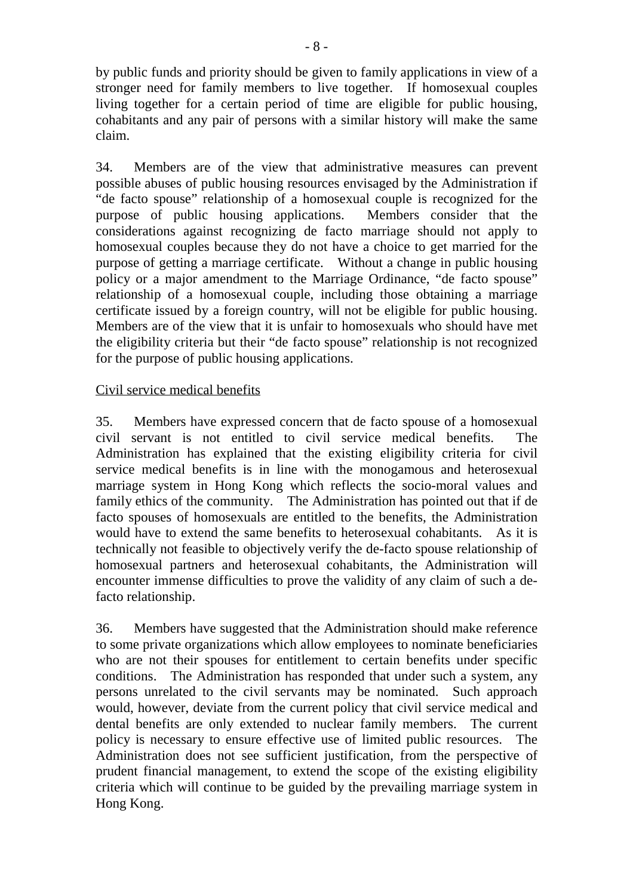by public funds and priority should be given to family applications in view of a stronger need for family members to live together. If homosexual couples living together for a certain period of time are eligible for public housing, cohabitants and any pair of persons with a similar history will make the same claim.

34. Members are of the view that administrative measures can prevent possible abuses of public housing resources envisaged by the Administration if "de facto spouse" relationship of a homosexual couple is recognized for the purpose of public housing applications. Members consider that the considerations against recognizing de facto marriage should not apply to homosexual couples because they do not have a choice to get married for the purpose of getting a marriage certificate. Without a change in public housing policy or a major amendment to the Marriage Ordinance, "de facto spouse" relationship of a homosexual couple, including those obtaining a marriage certificate issued by a foreign country, will not be eligible for public housing. Members are of the view that it is unfair to homosexuals who should have met the eligibility criteria but their "de facto spouse" relationship is not recognized for the purpose of public housing applications.

<u>Civil service medical benefits</u>

35. Members have expressed concern that de facto spouse of a homosexual civil servant is not entitled to civil service medical benefits. The Administration has explained that the existing eligibility criteria for civil service medical benefits is in line with the monogamous and heterosexual marriage system in Hong Kong which reflects the socio-moral values and family ethics of the community. The Administration has pointed out that if de facto spouses of homosexuals are entitled to the benefits, the Administration would have to extend the same benefits to heterosexual cohabitants. As it is technically not feasible to objectively verify the de-facto spouse relationship of homosexual partners and heterosexual cohabitants, the Administration will encounter immense difficulties to prove the validity of any claim of such a de-facto relationship.

36. Members have suggested that the Administration should make reference to some private organizations which allow employees to nominate beneficiaries who are not their spouses for entitlement to certain benefits under specific conditions. The Administration has responded that under such a system, any persons unrelated to the civil servants may be nominated. Such approach would, however, deviate from the current policy that civil service medical and dental benefits are only extended to nuclear family members. The current policy is necessary to ensure effective use of limited public resources. The Administration does not see sufficient justification, from the perspective of prudent financial management, to extend the scope of the existing eligibility criteria which will continue to be guided by the prevailing marriage system in Hong Kong.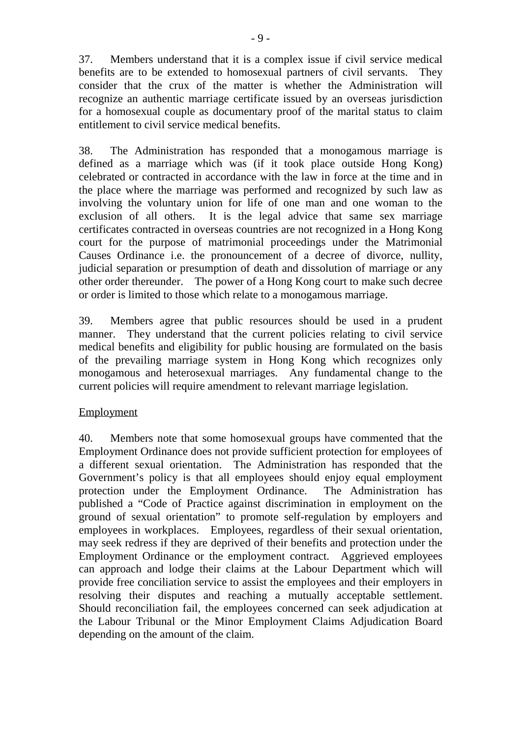37. Members understand that it is a complex issue if civil service medical benefits are to be extended to homosexual partners of civil servants. They consider that the crux of the matter is whether the Administration will recognize an authentic marriage certificate issued by an overseas jurisdiction for a homosexual couple as documentary proof of the marital status to claim entitlement to civil service medical benefits.

38. The Administration has responded that a monogamous marriage is defined as a marriage which was (if it took place outside Hong Kong) celebrated or contracted in accordance with the law in force at the time and in the place where the marriage was performed and recognized by such law as involving the voluntary union for life of one man and one woman to the exclusion of all others. It is the legal advice that same sex marriage certificates contracted in overseas countries are not recognized in a Hong Kong court for the purpose of matrimonial proceedings under the Matrimonial Causes Ordinance i.e. the pronouncement of a decree of divorce, nullity, judicial separation or presumption of death and dissolution of marriage or any other order thereunder. The power of a Hong Kong court to make such decree or order is limited to those which relate to a monogamous marriage.

39. Members agree that public resources should be used in a prudent manner. They understand that the current policies relating to civil service medical benefits and eligibility for public housing are formulated on the basis of the prevailing marriage system in Hong Kong which recognizes only monogamous and heterosexual marriages. Any fundamental change to the current policies will require amendment to relevant marriage legislation.

<u>Employment</u>

40. Members note that some homosexual groups have commented that the Employment Ordinance does not provide sufficient protection for employees of a different sexual orientation. The Administration has responded that the Government's policy is that all employees should enjoy equal employment protection under the Employment Ordinance. The Administration has published a "Code of Practice against discrimination in employment on the ground of sexual orientation" to promote self-regulation by employers and employees in workplaces. Employees, regardless of their sexual orientation, may seek redress if they are deprived of their benefits and protection under the Employment Ordinance or the employment contract. Aggrieved employees can approach and lodge their claims at the Labour Department which will provide free conciliation service to assist the employees and their employers in resolving their disputes and reaching a mutually acceptable settlement. Should reconciliation fail, the employees concerned can seek adjudication at the Labour Tribunal or the Minor Employment Claims Adjudication Board depending on the amount of the claim.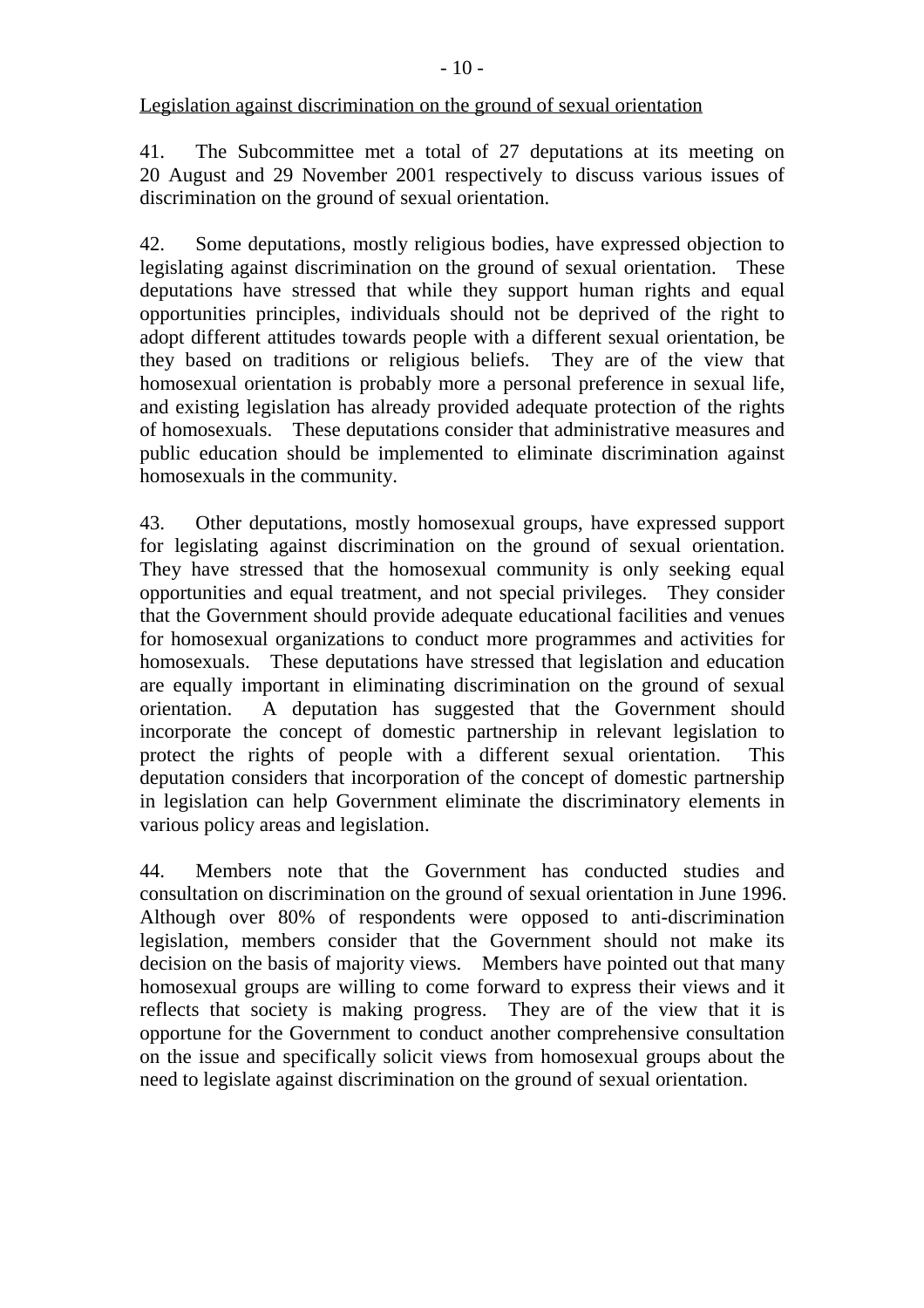Legislation against discrimination on the ground of sexual orientation

41. The Subcommittee met a total of 27 deputations at its meeting on 20 August and 29 November 2001 respectively to discuss various issues of discrimination on the ground of sexual orientation.

42. Some deputations, mostly religious bodies, have expressed objection to legislating against discrimination on the ground of sexual orientation. These deputations have stressed that while they support human rights and equal opportunities principles, individuals should not be deprived of the right to adopt different attitudes towards people with a different sexual orientation, be they based on traditions or religious beliefs. They are of the view that homosexual orientation is probably more a personal preference in sexual life, and existing legislation has already provided adequate protection of the rights of homosexuals. These deputations consider that administrative measures and public education should be implemented to eliminate discrimination against homosexuals in the community.

43. Other deputations, mostly homosexual groups, have expressed support for legislating against discrimination on the ground of sexual orientation. They have stressed that the homosexual community is only seeking equal opportunities and equal treatment, and not special privileges. They consider that the Government should provide adequate educational facilities and venues for homosexual organizations to conduct more programmes and activities for homosexuals. These deputations have stressed that legislation and education are equally important in eliminating discrimination on the ground of sexual orientation. A deputation has suggested that the Government should incorporate the concept of domestic partnership in relevant legislation to protect the rights of people with a different sexual orientation. This deputation considers that incorporation of the concept of domestic partnership in legislation can help Government eliminate the discriminatory elements in various policy areas and legislation.

44. Members note that the Government has conducted studies and consultation on discrimination on the ground of sexual orientation in June 1996. Although over 80% of respondents were opposed to anti-discrimination legislation, members consider that the Government should not make its decision on the basis of majority views. Members have pointed out that many homosexual groups are willing to come forward to express their views and it reflects that society is making progress. They are of the view that it is opportune for the Government to conduct another comprehensive consultation on the issue and specifically solicit views from homosexual groups about the need to legislate against discrimination on the ground of sexual orientation.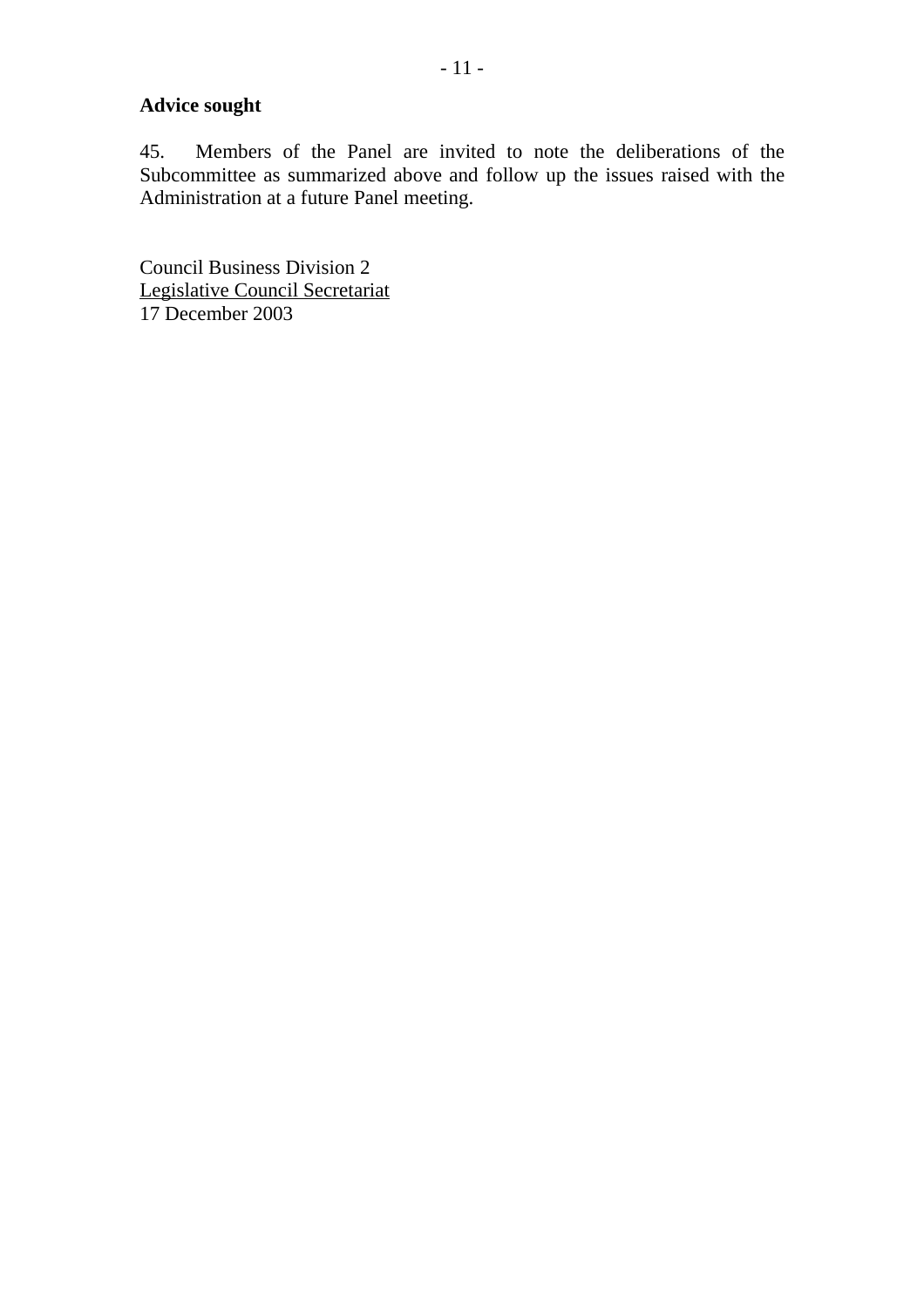**Advice sought**

45. Members of the Panel are invited to note the deliberations of the Subcommittee as summarized above and follow up the issues raised with the Administration at a future Panel meeting.

Council Business Division 2
Legislative Council Secretariat
17 December 2003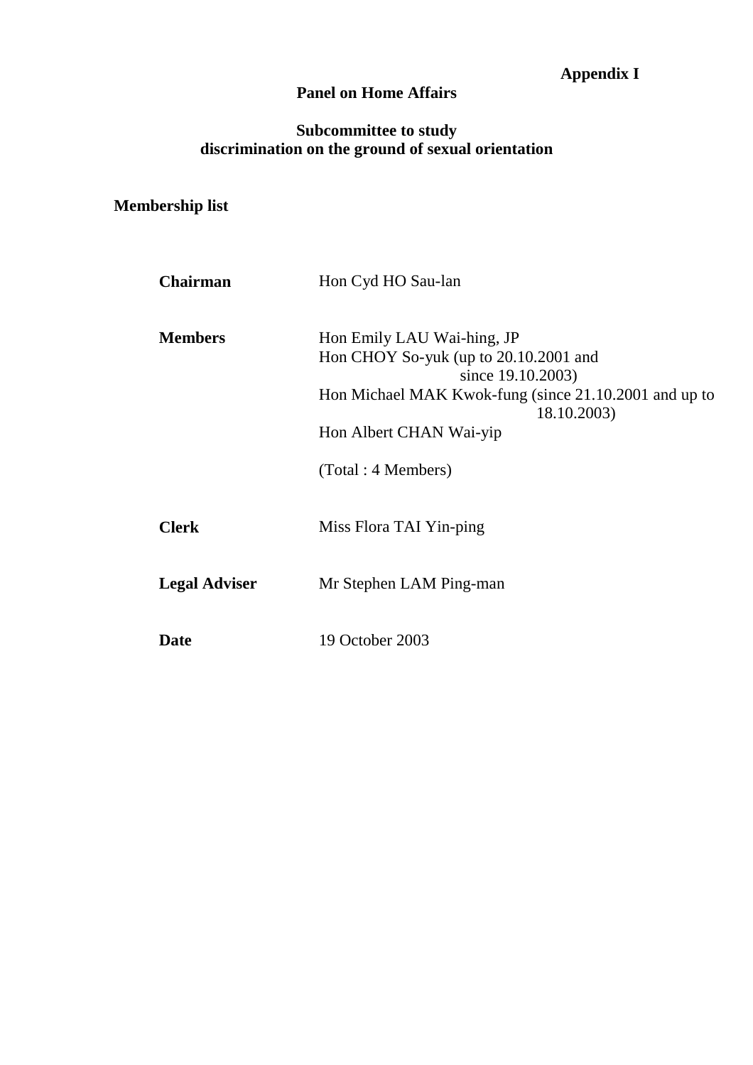**Appendix I**

**Panel on Home Affairs**

**Subcommittee to study discrimination on the ground of sexual orientation**

**Membership list**

| | |
|---|---|
| **Chairman** | Hon Cyd HO Sau-lan |
| **Members** | Hon Emily LAU Wai-hing, JP<br>Hon CHOY So-yuk (up to 20.10.2001 and since 19.10.2003)<br>Hon Michael MAK Kwok-fung (since 21.10.2001 and up to 18.10.2003)<br>Hon Albert CHAN Wai-yip<br><br>(Total : 4 Members) |
| **Clerk** | Miss Flora TAI Yin-ping |
| **Legal Adviser** | Mr Stephen LAM Ping-man |
| **Date** | 19 October 2003 |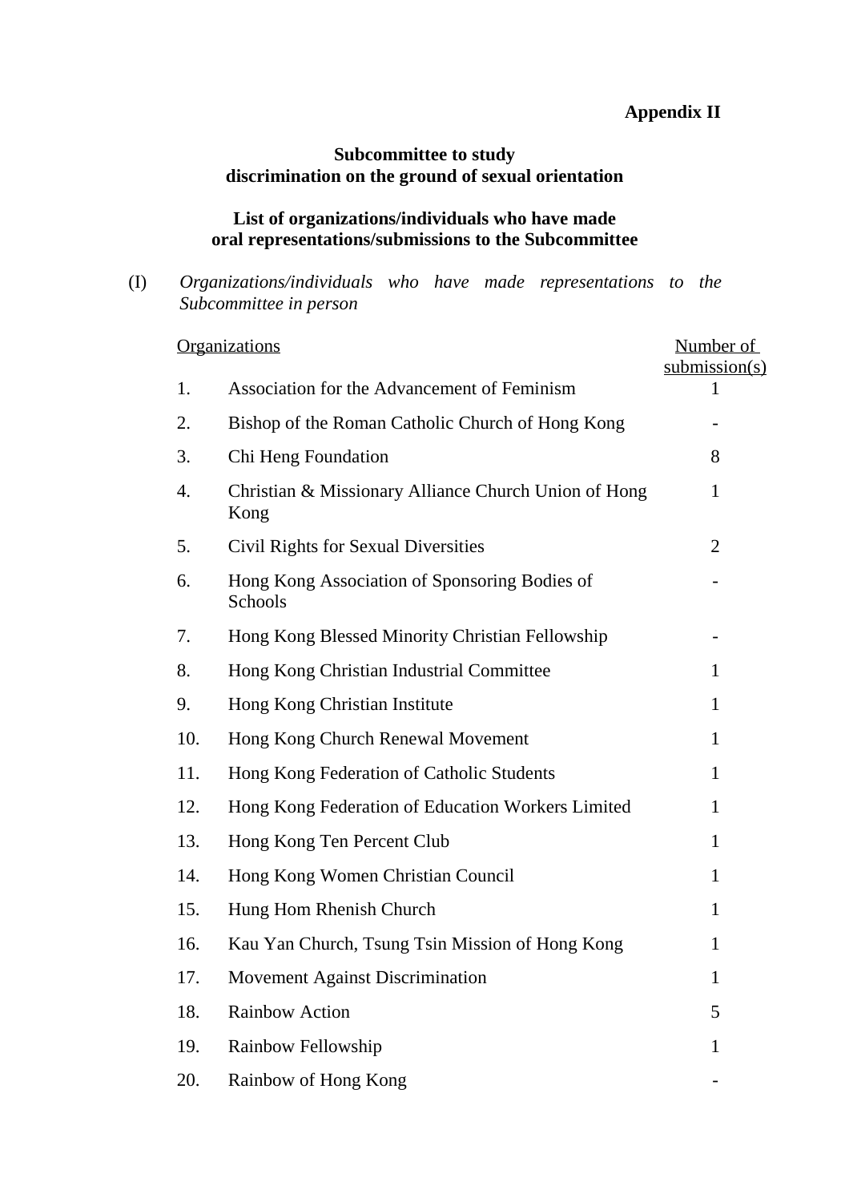**Appendix II**

**Subcommittee to study discrimination on the ground of sexual orientation**

**List of organizations/individuals who have made oral representations/submissions to the Subcommittee**

(I) *Organizations/individuals who have made representations to the Subcommittee in person*

| | Organizations | Number of submission(s) |
|---|---|---|
| 1. | Association for the Advancement of Feminism | 1 |
| 2. | Bishop of the Roman Catholic Church of Hong Kong | - |
| 3. | Chi Heng Foundation | 8 |
| 4. | Christian & Missionary Alliance Church Union of Hong Kong | 1 |
| 5. | Civil Rights for Sexual Diversities | 2 |
| 6. | Hong Kong Association of Sponsoring Bodies of Schools | - |
| 7. | Hong Kong Blessed Minority Christian Fellowship | - |
| 8. | Hong Kong Christian Industrial Committee | 1 |
| 9. | Hong Kong Christian Institute | 1 |
| 10. | Hong Kong Church Renewal Movement | 1 |
| 11. | Hong Kong Federation of Catholic Students | 1 |
| 12. | Hong Kong Federation of Education Workers Limited | 1 |
| 13. | Hong Kong Ten Percent Club | 1 |
| 14. | Hong Kong Women Christian Council | 1 |
| 15. | Hung Hom Rhenish Church | 1 |
| 16. | Kau Yan Church, Tsung Tsin Mission of Hong Kong | 1 |
| 17. | Movement Against Discrimination | 1 |
| 18. | Rainbow Action | 5 |
| 19. | Rainbow Fellowship | 1 |
| 20. | Rainbow of Hong Kong | - |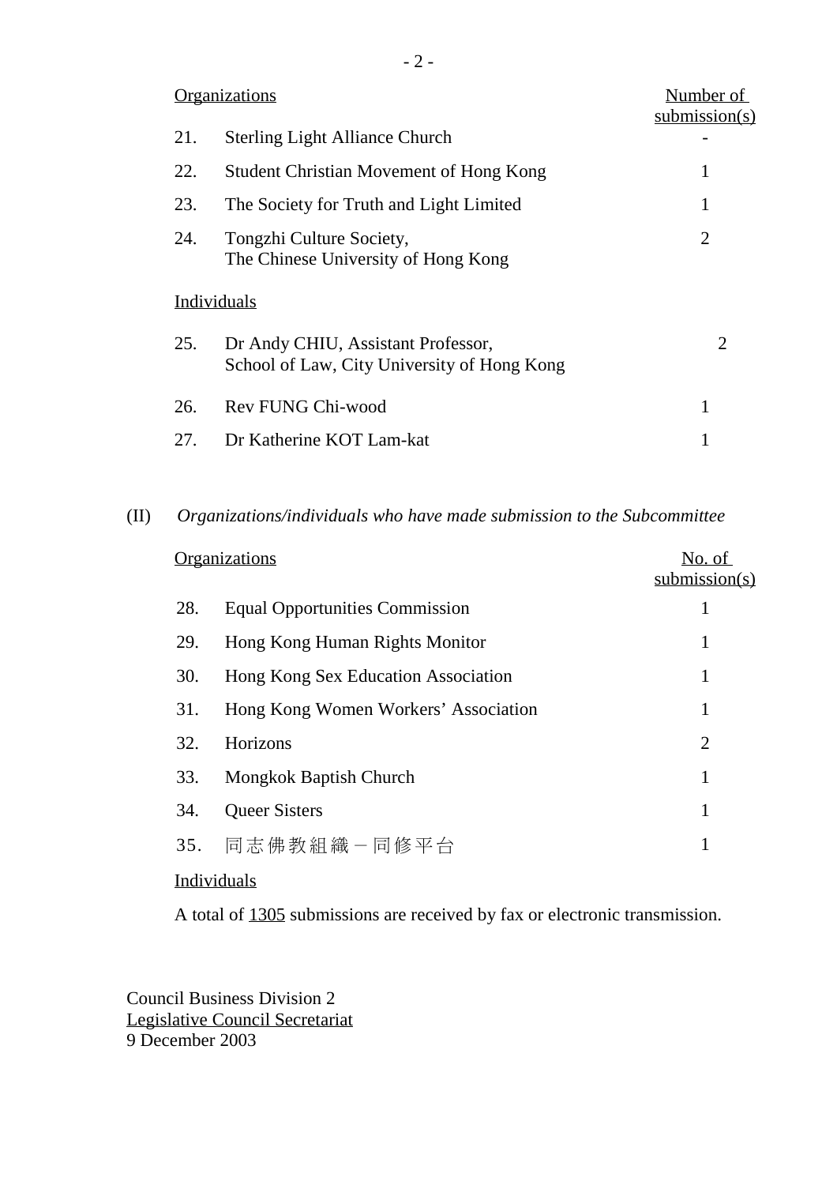| Organizations | | Number of submission(s) |
|---|---|---|
| 21. | Sterling Light Alliance Church | - |
| 22. | Student Christian Movement of Hong Kong | 1 |
| 23. | The Society for Truth and Light Limited | 1 |
| 24. | Tongzhi Culture Society, The Chinese University of Hong Kong | 2 |
| Individuals | | |
| 25. | Dr Andy CHIU, Assistant Professor, School of Law, City University of Hong Kong | 2 |
| 26. | Rev FUNG Chi-wood | 1 |
| 27. | Dr Katherine KOT Lam-kat | 1 |

(II) *Organizations/individuals who have made submission to the Subcommittee*

| Organizations | | No. of submission(s) |
|---|---|---|
| 28. | Equal Opportunities Commission | 1 |
| 29. | Hong Kong Human Rights Monitor | 1 |
| 30. | Hong Kong Sex Education Association | 1 |
| 31. | Hong Kong Women Workers' Association | 1 |
| 32. | Horizons | 2 |
| 33. | Mongkok Baptish Church | 1 |
| 34. | Queer Sisters | 1 |
| 35. | 同志佛教組織－同修平台 | 1 |

Individuals

A total of 1305 submissions are received by fax or electronic transmission.

Council Business Division 2
Legislative Council Secretariat
9 December 2003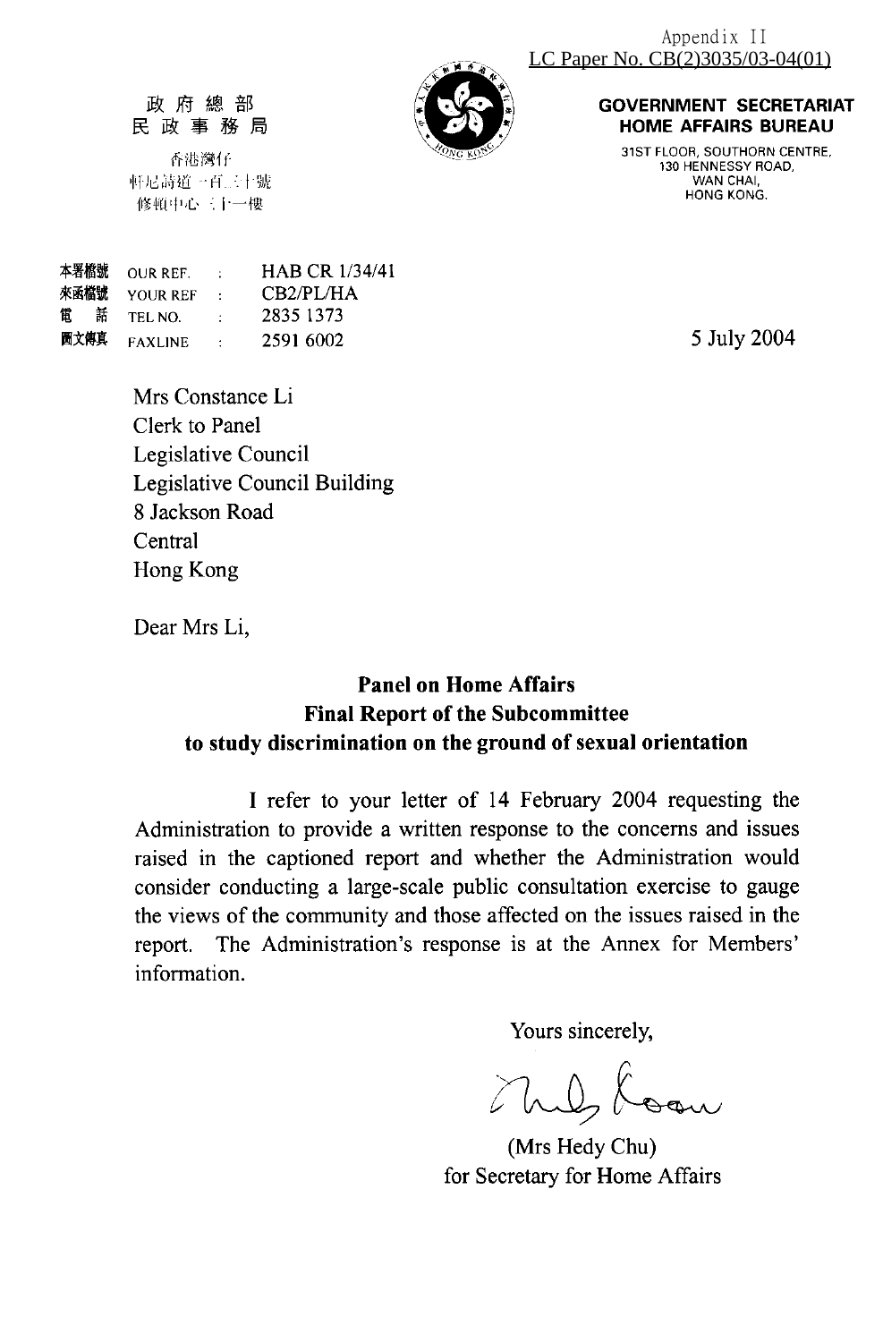Appendix II
LC Paper No. CB(2)3035/03-04(01)

政府總部
民政事務局

香港灣仔
軒尼詩道一百三十號
修頓中心三十一樓

**GOVERNMENT SECRETARIAT**
**HOME AFFAIRS BUREAU**

31ST FLOOR, SOUTHORN CENTRE,
130 HENNESSY ROAD,
WAN CHAI,
HONG KONG.

本署檔號 OUR REF. : HAB CR 1/34/41
來函檔號 YOUR REF : CB2/PL/HA
電話 TEL NO. : 2835 1373
圖文傳真 FAXLINE : 2591 6002

5 July 2004

Mrs Constance Li
Clerk to Panel
Legislative Council
Legislative Council Building
8 Jackson Road
Central
Hong Kong

Dear Mrs Li,

**Panel on Home Affairs**
**Final Report of the Subcommittee**
**to study discrimination on the ground of sexual orientation**

I refer to your letter of 14 February 2004 requesting the Administration to provide a written response to the concerns and issues raised in the captioned report and whether the Administration would consider conducting a large-scale public consultation exercise to gauge the views of the community and those affected on the issues raised in the report. The Administration's response is at the Annex for Members' information.

Yours sincerely,

(Mrs Hedy Chu)
for Secretary for Home Affairs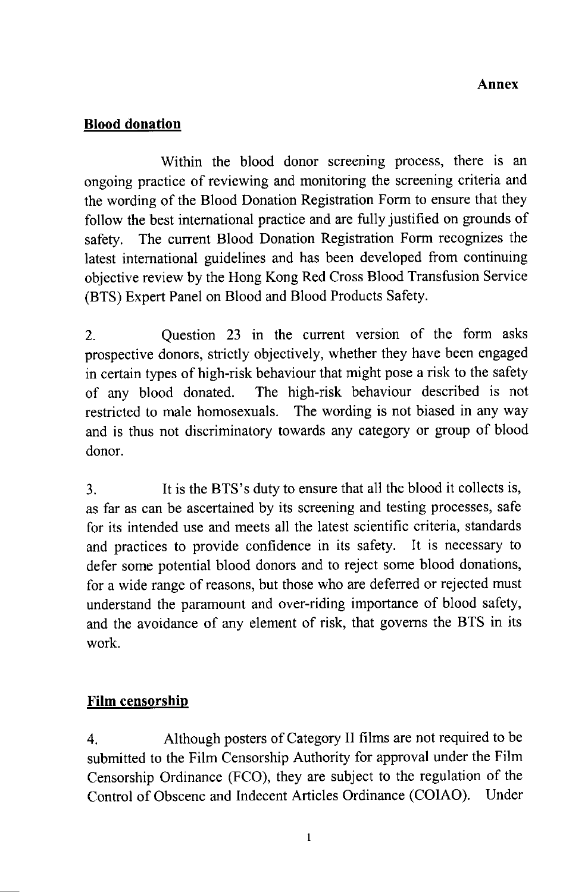**Annex**

## Blood donation

Within the blood donor screening process, there is an ongoing practice of reviewing and monitoring the screening criteria and the wording of the Blood Donation Registration Form to ensure that they follow the best international practice and are fully justified on grounds of safety. The current Blood Donation Registration Form recognizes the latest international guidelines and has been developed from continuing objective review by the Hong Kong Red Cross Blood Transfusion Service (BTS) Expert Panel on Blood and Blood Products Safety.

2. Question 23 in the current version of the form asks prospective donors, strictly objectively, whether they have been engaged in certain types of high-risk behaviour that might pose a risk to the safety of any blood donated. The high-risk behaviour described is not restricted to male homosexuals. The wording is not biased in any way and is thus not discriminatory towards any category or group of blood donor.

3. It is the BTS's duty to ensure that all the blood it collects is, as far as can be ascertained by its screening and testing processes, safe for its intended use and meets all the latest scientific criteria, standards and practices to provide confidence in its safety. It is necessary to defer some potential blood donors and to reject some blood donations, for a wide range of reasons, but those who are deferred or rejected must understand the paramount and over-riding importance of blood safety, and the avoidance of any element of risk, that governs the BTS in its work.

## Film censorship

4. Although posters of Category II films are not required to be submitted to the Film Censorship Authority for approval under the Film Censorship Ordinance (FCO), they are subject to the regulation of the Control of Obscene and Indecent Articles Ordinance (COIAO). Under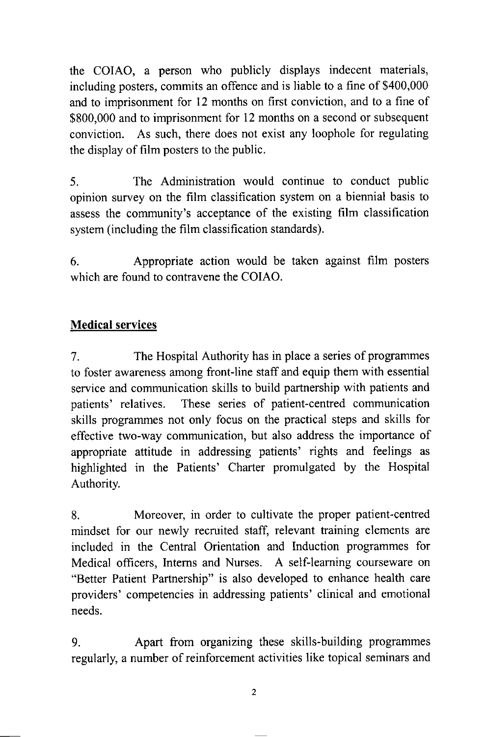the COIAO, a person who publicly displays indecent materials, including posters, commits an offence and is liable to a fine of $400,000 and to imprisonment for 12 months on first conviction, and to a fine of $800,000 and to imprisonment for 12 months on a second or subsequent conviction. As such, there does not exist any loophole for regulating the display of film posters to the public.

5. The Administration would continue to conduct public opinion survey on the film classification system on a biennial basis to assess the community's acceptance of the existing film classification system (including the film classification standards).

6. Appropriate action would be taken against film posters which are found to contravene the COIAO.

**Medical services**

7. The Hospital Authority has in place a series of programmes to foster awareness among front-line staff and equip them with essential service and communication skills to build partnership with patients and patients' relatives. These series of patient-centred communication skills programmes not only focus on the practical steps and skills for effective two-way communication, but also address the importance of appropriate attitude in addressing patients' rights and feelings as highlighted in the Patients' Charter promulgated by the Hospital Authority.

8. Moreover, in order to cultivate the proper patient-centred mindset for our newly recruited staff, relevant training elements are included in the Central Orientation and Induction programmes for Medical officers, Interns and Nurses. A self-learning courseware on "Better Patient Partnership" is also developed to enhance health care providers' competencies in addressing patients' clinical and emotional needs.

9. Apart from organizing these skills-building programmes regularly, a number of reinforcement activities like topical seminars and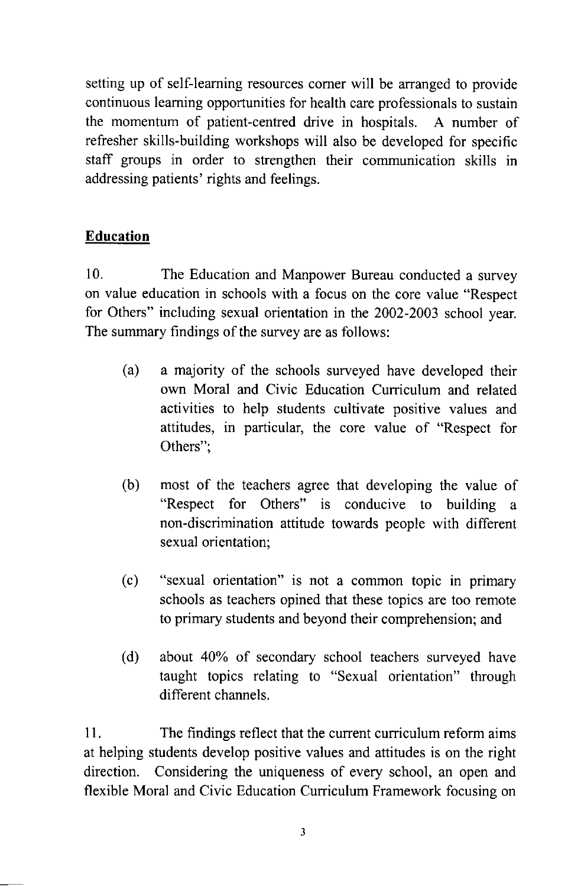setting up of self-learning resources corner will be arranged to provide continuous learning opportunities for health care professionals to sustain the momentum of patient-centred drive in hospitals. A number of refresher skills-building workshops will also be developed for specific staff groups in order to strengthen their communication skills in addressing patients' rights and feelings.

**Education**

10. The Education and Manpower Bureau conducted a survey on value education in schools with a focus on the core value "Respect for Others" including sexual orientation in the 2002-2003 school year. The summary findings of the survey are as follows:

(a) a majority of the schools surveyed have developed their own Moral and Civic Education Curriculum and related activities to help students cultivate positive values and attitudes, in particular, the core value of "Respect for Others";

(b) most of the teachers agree that developing the value of "Respect for Others" is conducive to building a non-discrimination attitude towards people with different sexual orientation;

(c) "sexual orientation" is not a common topic in primary schools as teachers opined that these topics are too remote to primary students and beyond their comprehension; and

(d) about 40% of secondary school teachers surveyed have taught topics relating to "Sexual orientation" through different channels.

11. The findings reflect that the current curriculum reform aims at helping students develop positive values and attitudes is on the right direction. Considering the uniqueness of every school, an open and flexible Moral and Civic Education Curriculum Framework focusing on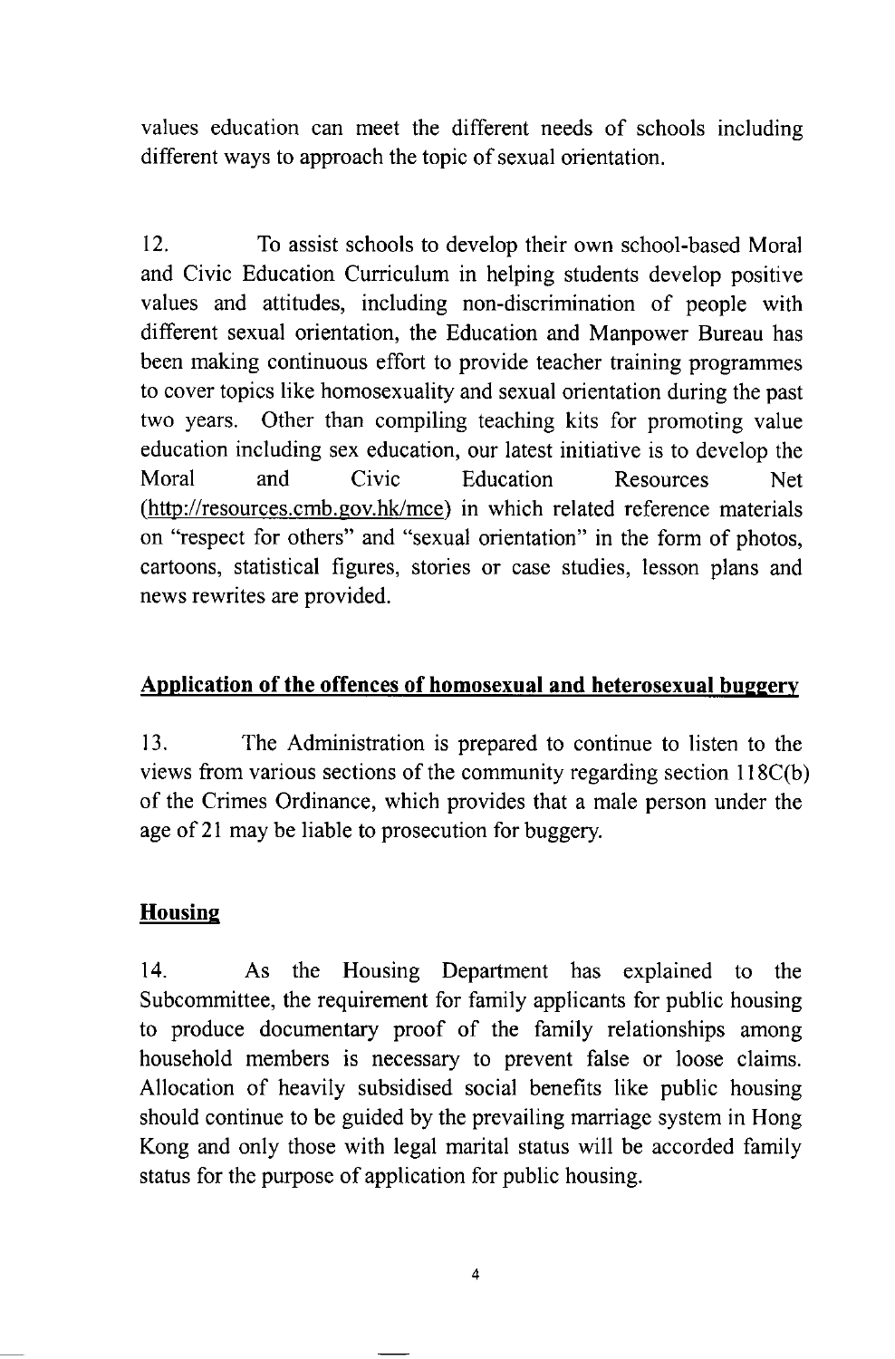values education can meet the different needs of schools including different ways to approach the topic of sexual orientation.

12. To assist schools to develop their own school-based Moral and Civic Education Curriculum in helping students develop positive values and attitudes, including non-discrimination of people with different sexual orientation, the Education and Manpower Bureau has been making continuous effort to provide teacher training programmes to cover topics like homosexuality and sexual orientation during the past two years. Other than compiling teaching kits for promoting value education including sex education, our latest initiative is to develop the Moral and Civic Education Resources Net (http://resources.cmb.gov.hk/mce) in which related reference materials on "respect for others" and "sexual orientation" in the form of photos, cartoons, statistical figures, stories or case studies, lesson plans and news rewrites are provided.

**Application of the offences of homosexual and heterosexual buggery**

13. The Administration is prepared to continue to listen to the views from various sections of the community regarding section 118C(b) of the Crimes Ordinance, which provides that a male person under the age of 21 may be liable to prosecution for buggery.

**Housing**

14. As the Housing Department has explained to the Subcommittee, the requirement for family applicants for public housing to produce documentary proof of the family relationships among household members is necessary to prevent false or loose claims. Allocation of heavily subsidised social benefits like public housing should continue to be guided by the prevailing marriage system in Hong Kong and only those with legal marital status will be accorded family status for the purpose of application for public housing.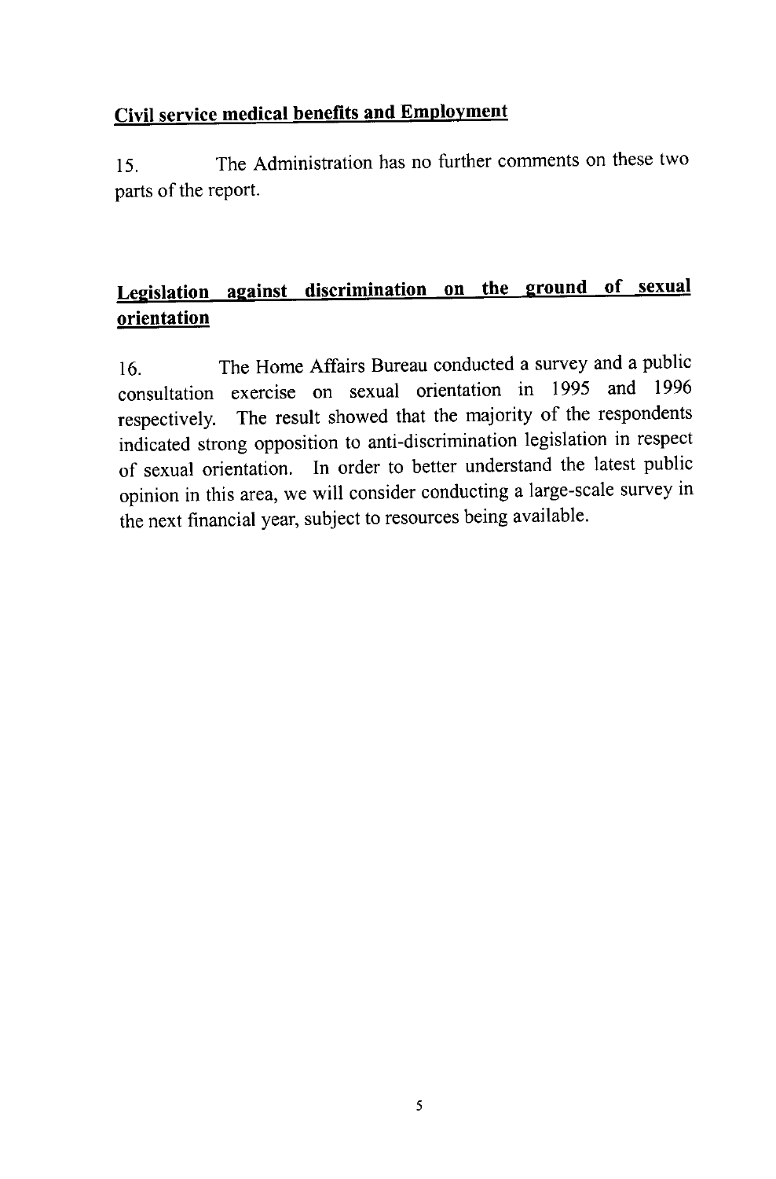**Civil service medical benefits and Employment**

15. The Administration has no further comments on these two parts of the report.

**Legislation against discrimination on the ground of sexual orientation**

16. The Home Affairs Bureau conducted a survey and a public consultation exercise on sexual orientation in 1995 and 1996 respectively. The result showed that the majority of the respondents indicated strong opposition to anti-discrimination legislation in respect of sexual orientation. In order to better understand the latest public opinion in this area, we will consider conducting a large-scale survey in the next financial year, subject to resources being available.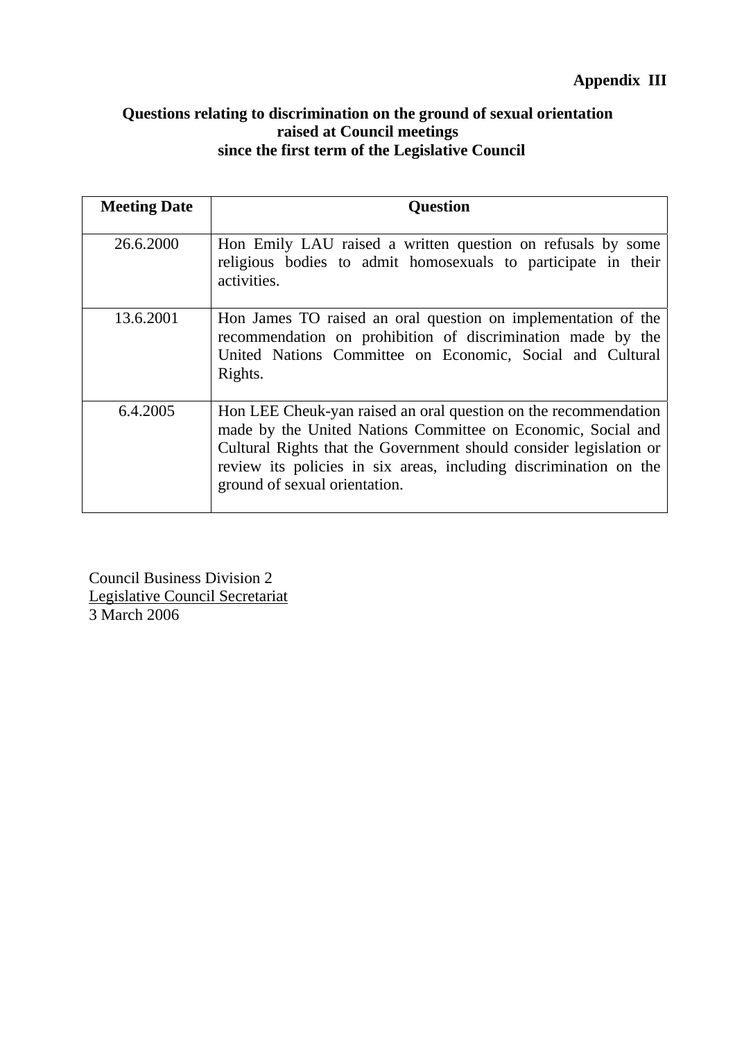**Appendix III**

**Questions relating to discrimination on the ground of sexual orientation raised at Council meetings since the first term of the Legislative Council**

| Meeting Date | Question |
|---|---|
| 26.6.2000 | Hon Emily LAU raised a written question on refusals by some religious bodies to admit homosexuals to participate in their activities. |
| 13.6.2001 | Hon James TO raised an oral question on implementation of the recommendation on prohibition of discrimination made by the United Nations Committee on Economic, Social and Cultural Rights. |
| 6.4.2005 | Hon LEE Cheuk-yan raised an oral question on the recommendation made by the United Nations Committee on Economic, Social and Cultural Rights that the Government should consider legislation or review its policies in six areas, including discrimination on the ground of sexual orientation. |

Council Business Division 2
Legislative Council Secretariat
3 March 2006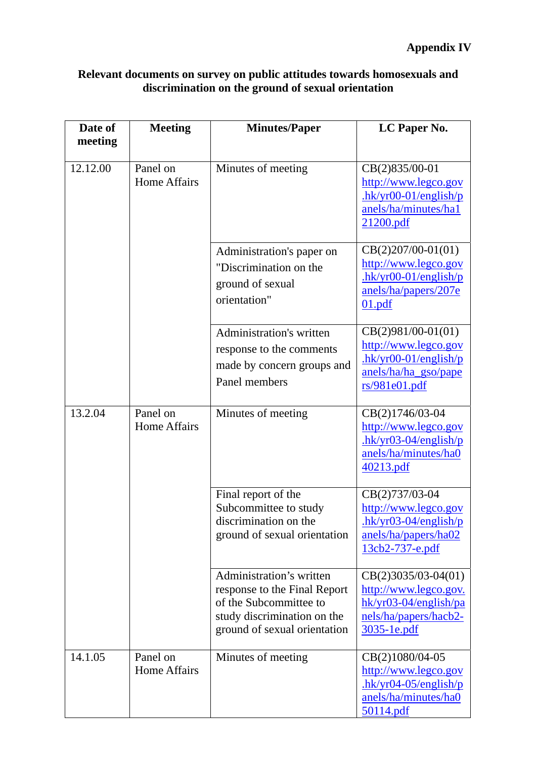**Appendix IV**

**Relevant documents on survey on public attitudes towards homosexuals and discrimination on the ground of sexual orientation**

| Date of meeting | Meeting | Minutes/Paper | LC Paper No. |
|---|---|---|---|
| 12.12.00 | Panel on Home Affairs | Minutes of meeting | CB(2)835/00-01 http://www.legco.gov.hk/yr00-01/english/panels/ha/minutes/ha121200.pdf |
| | | Administration's paper on "Discrimination on the ground of sexual orientation" | CB(2)207/00-01(01) http://www.legco.gov.hk/yr00-01/english/panels/ha/papers/207e01.pdf |
| | | Administration's written response to the comments made by concern groups and Panel members | CB(2)981/00-01(01) http://www.legco.gov.hk/yr00-01/english/panels/ha/ha_gso/papers/981e01.pdf |
| 13.2.04 | Panel on Home Affairs | Minutes of meeting | CB(2)1746/03-04 http://www.legco.gov.hk/yr03-04/english/panels/ha/minutes/ha040213.pdf |
| | | Final report of the Subcommittee to study discrimination on the ground of sexual orientation | CB(2)737/03-04 http://www.legco.gov.hk/yr03-04/english/panels/ha/papers/ha0213cb2-737-e.pdf |
| | | Administration's written response to the Final Report of the Subcommittee to study discrimination on the ground of sexual orientation | CB(2)3035/03-04(01) http://www.legco.gov.hk/yr03-04/english/panels/ha/papers/hacb2-3035-1e.pdf |
| 14.1.05 | Panel on Home Affairs | Minutes of meeting | CB(2)1080/04-05 http://www.legco.gov.hk/yr04-05/english/panels/ha/minutes/ha050114.pdf |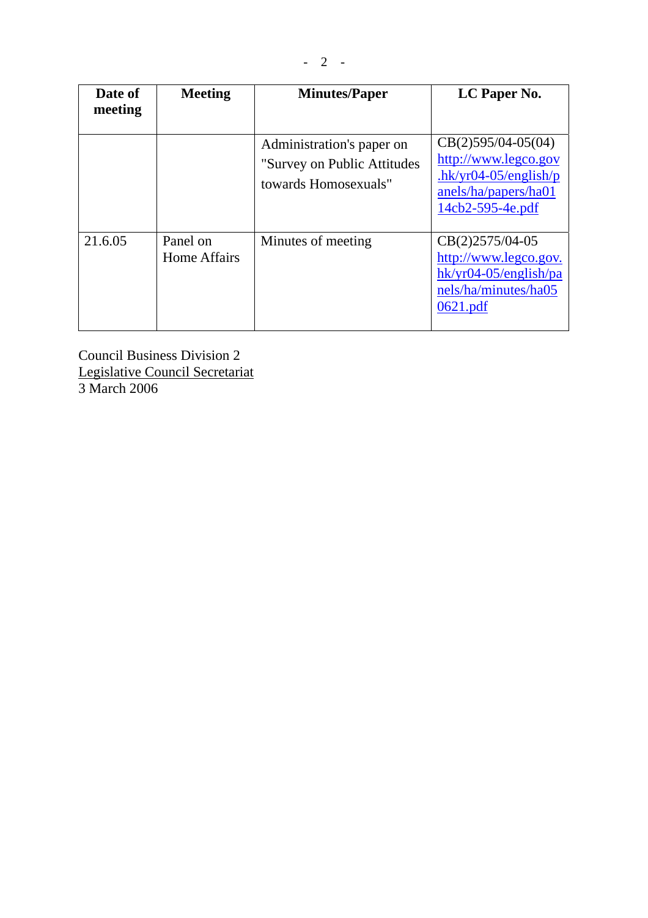| Date of meeting | Meeting | Minutes/Paper | LC Paper No. |
|---|---|---|---|
| | | Administration's paper on "Survey on Public Attitudes towards Homosexuals" | CB(2)595/04-05(04) http://www.legco.gov.hk/yr04-05/english/panels/ha/papers/ha0114cb2-595-4e.pdf |
| 21.6.05 | Panel on Home Affairs | Minutes of meeting | CB(2)2575/04-05 http://www.legco.gov.hk/yr04-05/english/panels/ha/minutes/ha050621.pdf |

Council Business Division 2
Legislative Council Secretariat
3 March 2006